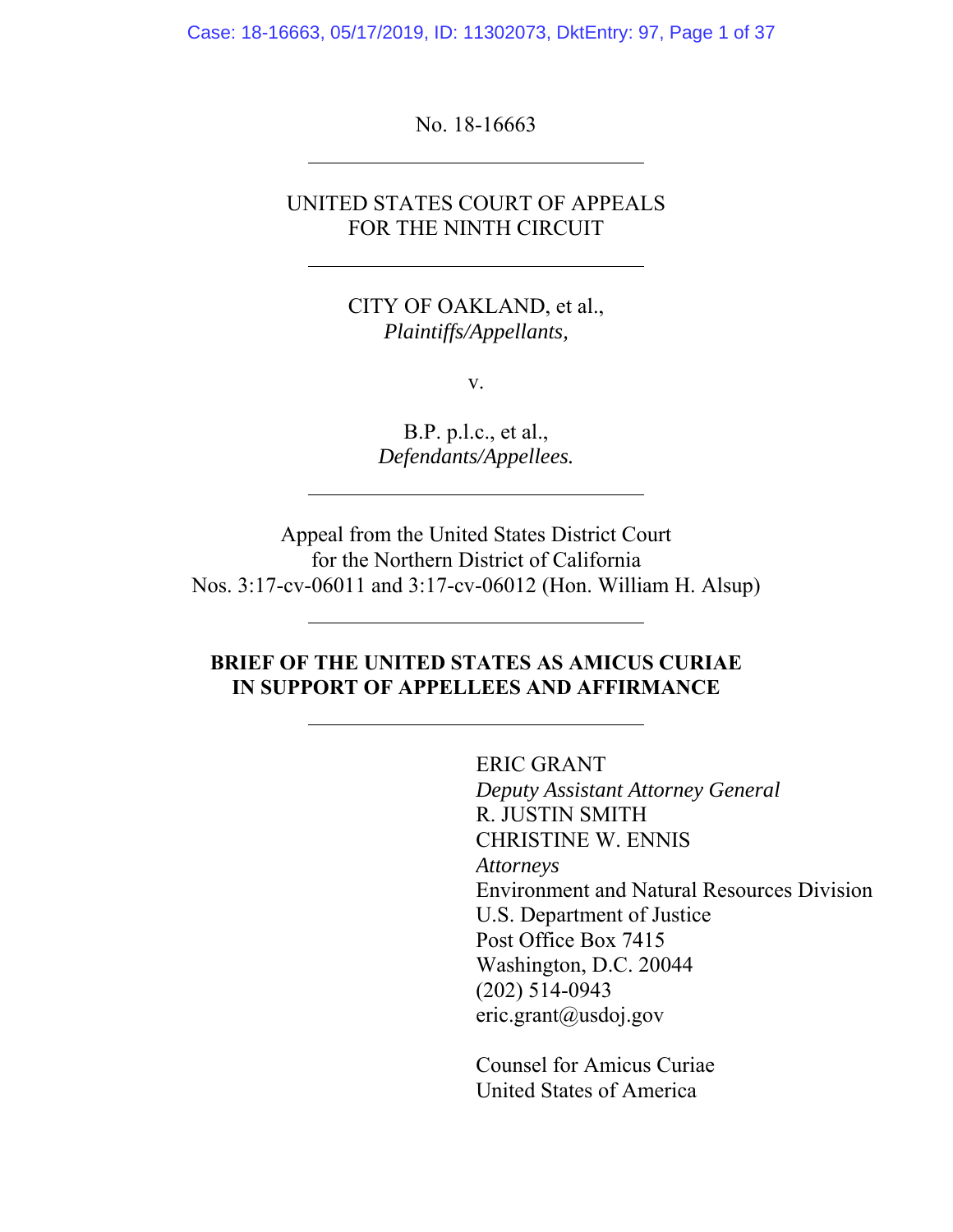No. 18-16663

---

UNITED STATES COURT OF APPEALS
FOR THE NINTH CIRCUIT

---

CITY OF OAKLAND, et al.,
*Plaintiffs/Appellants,*

v.

B.P. p.l.c., et al.,
*Defendants/Appellees.*

---

Appeal from the United States District Court
for the Northern District of California
Nos. 3:17-cv-06011 and 3:17-cv-06012 (Hon. William H. Alsup)

---

**BRIEF OF THE UNITED STATES AS AMICUS CURIAE
IN SUPPORT OF APPELLEES AND AFFIRMANCE**

---

ERIC GRANT
*Deputy Assistant Attorney General*
R. JUSTIN SMITH
CHRISTINE W. ENNIS
*Attorneys*
Environment and Natural Resources Division
U.S. Department of Justice
Post Office Box 7415
Washington, D.C. 20044
(202) 514-0943
eric.grant@usdoj.gov

Counsel for Amicus Curiae
United States of America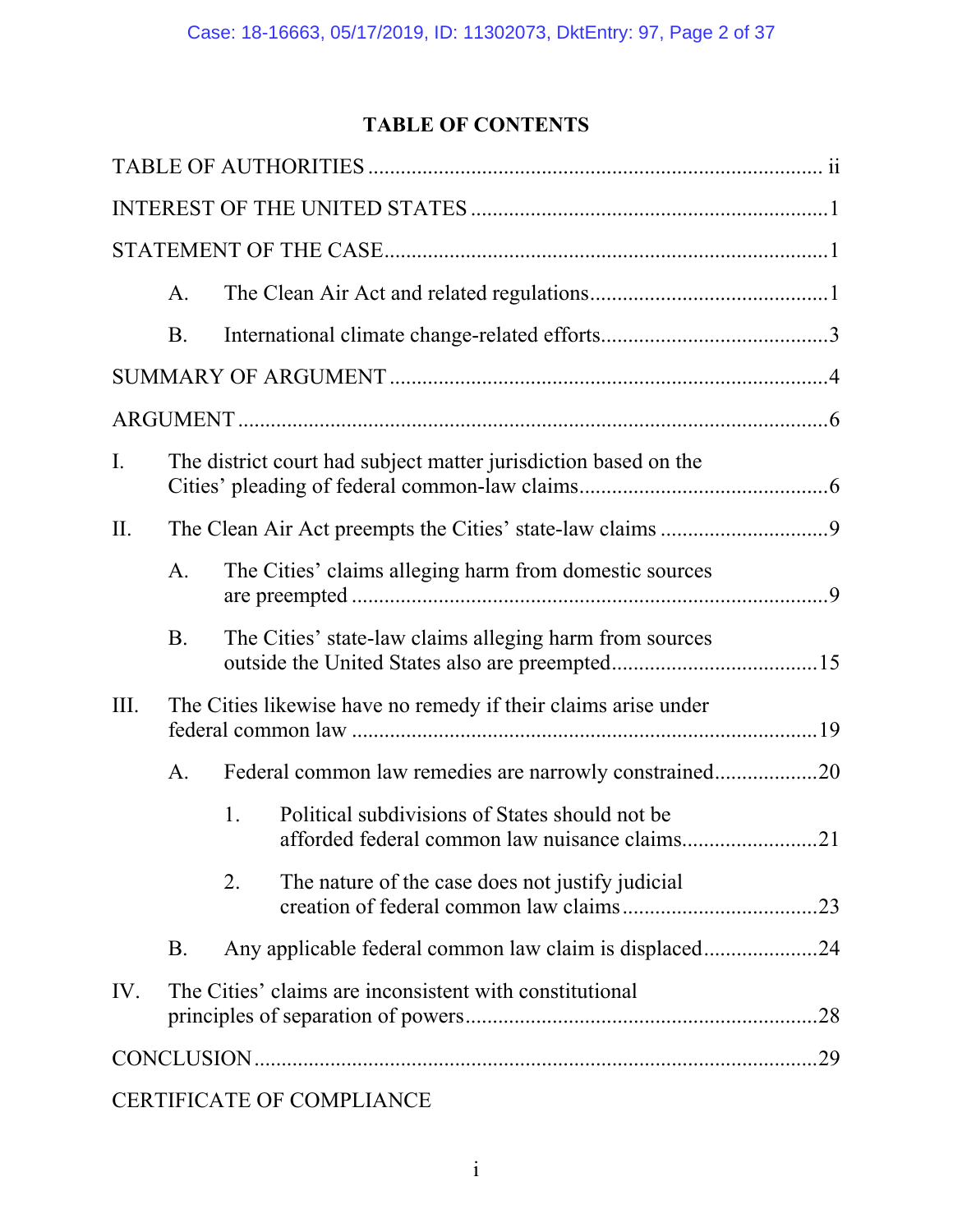# TABLE OF CONTENTS

TABLE OF AUTHORITIES .................................................................................. ii

INTEREST OF THE UNITED STATES .................................................................1

STATEMENT OF THE CASE .................................................................................1

- A. The Clean Air Act and related regulations ...........................................1
- B. International climate change-related efforts ..........................................3

SUMMARY OF ARGUMENT ................................................................................4

ARGUMENT ............................................................................................................6

I. The district court had subject matter jurisdiction based on the Cities' pleading of federal common-law claims .............................................6

II. The Clean Air Act preempts the Cities' state-law claims ...............................9

- A. The Cities' claims alleging harm from domestic sources are preempted .......................................................................................9
- B. The Cities' state-law claims alleging harm from sources outside the United States also are preempted .....................................15

III. The Cities likewise have no remedy if their claims arise under federal common law .....................................................................................19

- A. Federal common law remedies are narrowly constrained ..................20
  1. Political subdivisions of States should not be afforded federal common law nuisance claims .........................21
  2. The nature of the case does not justify judicial creation of federal common law claims ...................................23
- B. Any applicable federal common law claim is displaced .....................24

IV. The Cities' claims are inconsistent with constitutional principles of separation of powers ................................................................28

CONCLUSION .......................................................................................................29

CERTIFICATE OF COMPLIANCE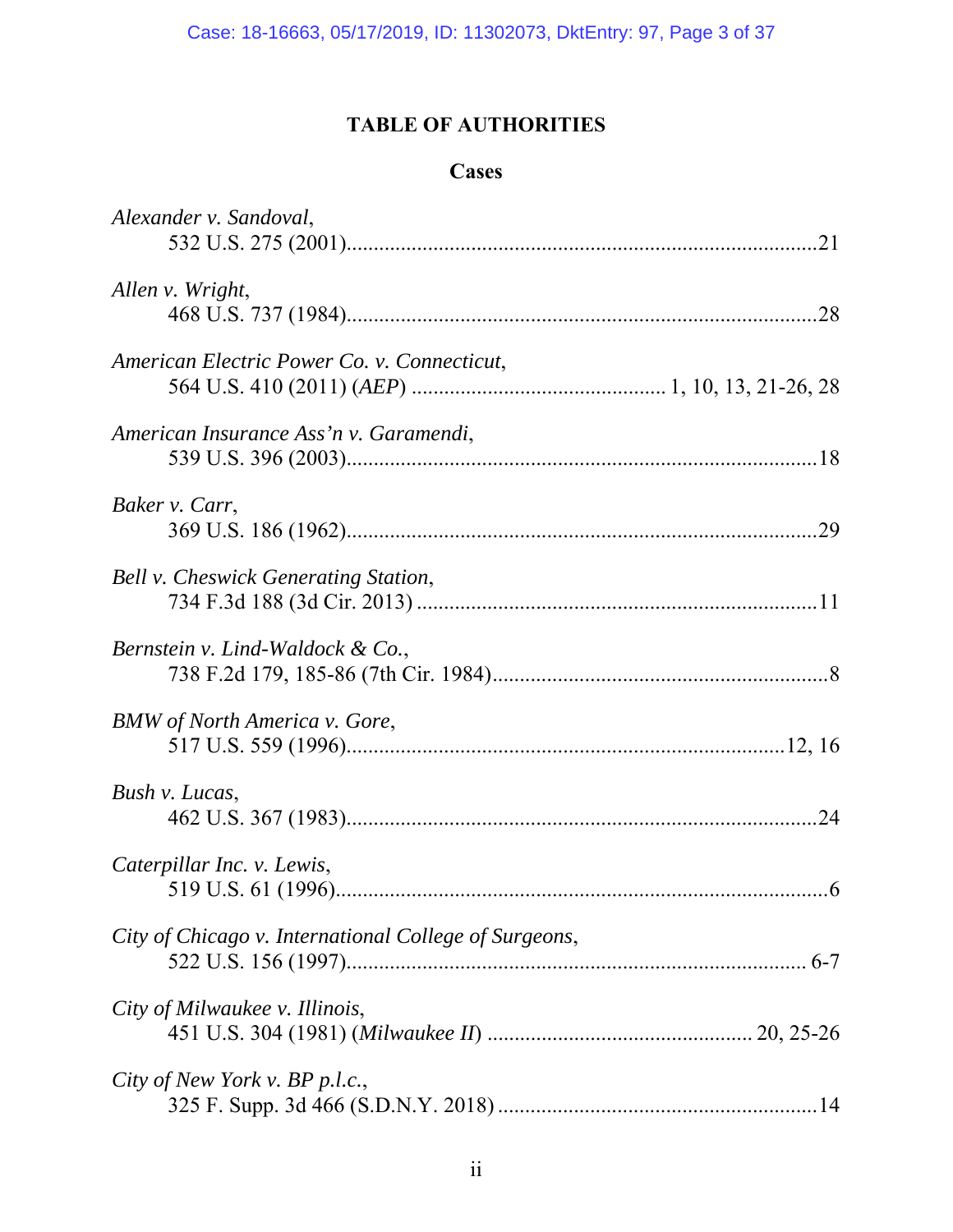# TABLE OF AUTHORITIES

## Cases

*Alexander v. Sandoval*,
532 U.S. 275 (2001) .......... 21

*Allen v. Wright*,
468 U.S. 737 (1984) .......... 28

*American Electric Power Co. v. Connecticut*,
564 U.S. 410 (2011) (*AEP*) .......... 1, 10, 13, 21-26, 28

*American Insurance Ass'n v. Garamendi*,
539 U.S. 396 (2003) .......... 18

*Baker v. Carr*,
369 U.S. 186 (1962) .......... 29

*Bell v. Cheswick Generating Station*,
734 F.3d 188 (3d Cir. 2013) .......... 11

*Bernstein v. Lind-Waldock & Co.*,
738 F.2d 179, 185-86 (7th Cir. 1984) .......... 8

*BMW of North America v. Gore*,
517 U.S. 559 (1996) .......... 12, 16

*Bush v. Lucas*,
462 U.S. 367 (1983) .......... 24

*Caterpillar Inc. v. Lewis*,
519 U.S. 61 (1996) .......... 6

*City of Chicago v. International College of Surgeons*,
522 U.S. 156 (1997) .......... 6-7

*City of Milwaukee v. Illinois*,
451 U.S. 304 (1981) (*Milwaukee II*) .......... 20, 25-26

*City of New York v. BP p.l.c.*,
325 F. Supp. 3d 466 (S.D.N.Y. 2018) .......... 14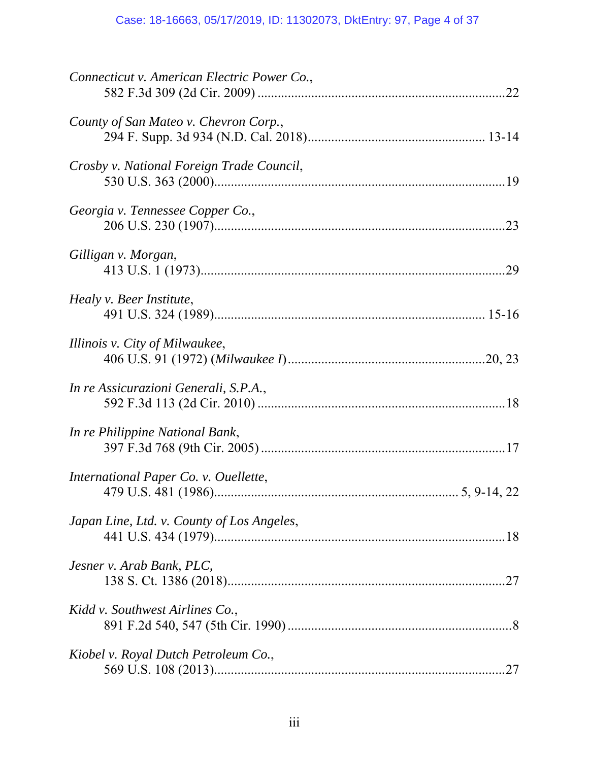*Connecticut v. American Electric Power Co.*,
582 F.3d 309 (2d Cir. 2009) ........................................................................22

*County of San Mateo v. Chevron Corp.*,
294 F. Supp. 3d 934 (N.D. Cal. 2018).................................................... 13-14

*Crosby v. National Foreign Trade Council*,
530 U.S. 363 (2000)......................................................................................19

*Georgia v. Tennessee Copper Co.*,
206 U.S. 230 (1907)......................................................................................23

*Gilligan v. Morgan*,
413 U.S. 1 (1973)..........................................................................................29

*Healy v. Beer Institute*,
491 U.S. 324 (1989)................................................................................ 15-16

*Illinois v. City of Milwaukee*,
406 U.S. 91 (1972) (*Milwaukee I*)..........................................................20, 23

*In re Assicurazioni Generali, S.P.A.*,
592 F.3d 113 (2d Cir. 2010) ........................................................................18

*In re Philippine National Bank*,
397 F.3d 768 (9th Cir. 2005) .......................................................................17

*International Paper Co. v. Ouellette*,
479 U.S. 481 (1986)...................................................................... 5, 9-14, 22

*Japan Line, Ltd. v. County of Los Angeles*,
441 U.S. 434 (1979)......................................................................................18

*Jesner v. Arab Bank, PLC,*
138 S. Ct. 1386 (2018)..................................................................................27

*Kidd v. Southwest Airlines Co.*,
891 F.2d 540, 547 (5th Cir. 1990) ..................................................................8

*Kiobel v. Royal Dutch Petroleum Co.*,
569 U.S. 108 (2013)......................................................................................27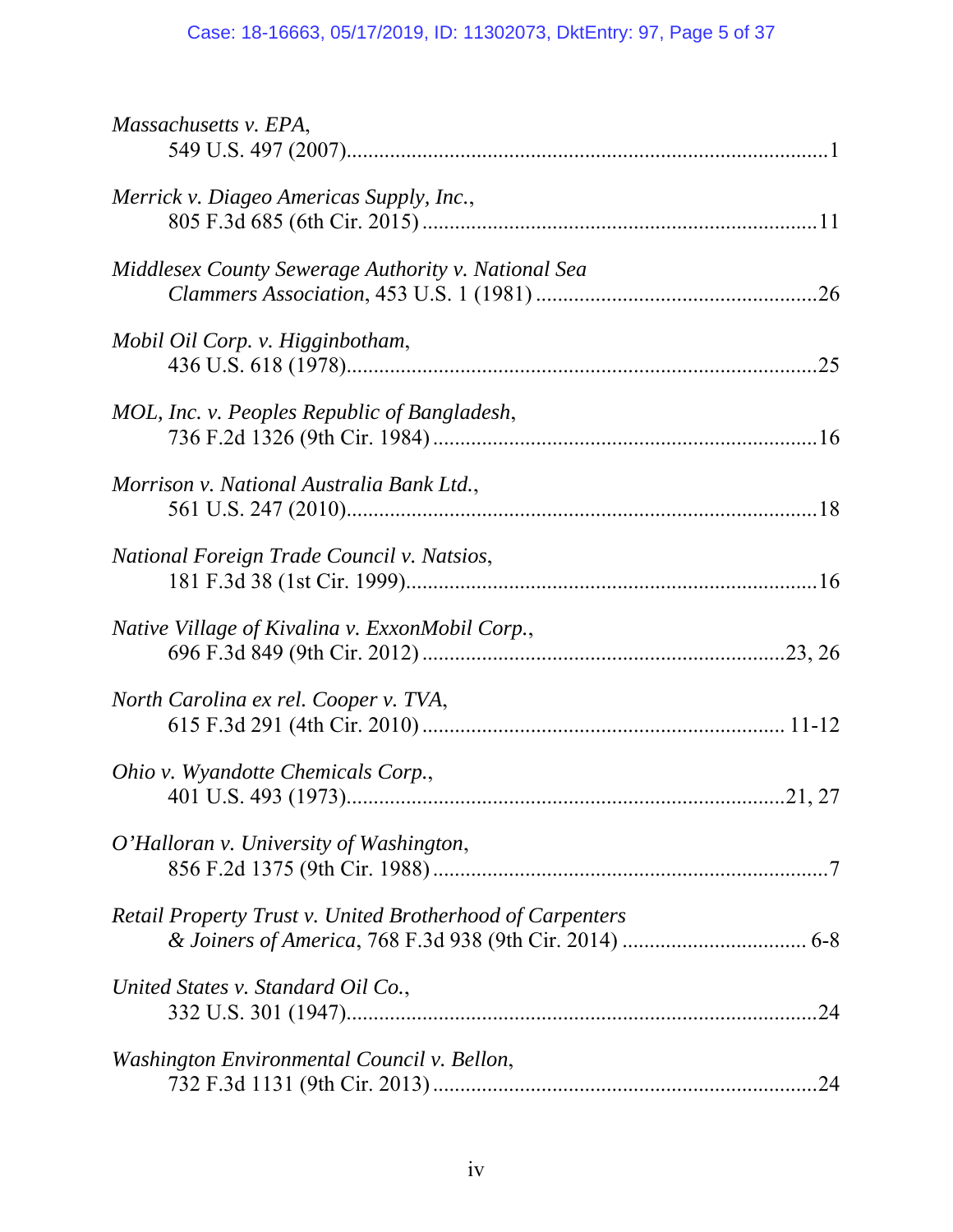*Massachusetts v. EPA*,
549 U.S. 497 (2007)........................................................................................1

*Merrick v. Diageo Americas Supply, Inc.*,
805 F.3d 685 (6th Cir. 2015) ........................................................................11

*Middlesex County Sewerage Authority v. National Sea Clammers Association*, 453 U.S. 1 (1981) ....................................................26

*Mobil Oil Corp. v. Higginbotham*,
436 U.S. 618 (1978)......................................................................................25

*MOL, Inc. v. Peoples Republic of Bangladesh*,
736 F.2d 1326 (9th Cir. 1984) ......................................................................16

*Morrison v. National Australia Bank Ltd.*,
561 U.S. 247 (2010)......................................................................................18

*National Foreign Trade Council v. Natsios*,
181 F.3d 38 (1st Cir. 1999)...........................................................................16

*Native Village of Kivalina v. ExxonMobil Corp.*,
696 F.3d 849 (9th Cir. 2012) ..................................................................23, 26

*North Carolina ex rel. Cooper v. TVA*,
615 F.3d 291 (4th Cir. 2010) ................................................................. 11-12

*Ohio v. Wyandotte Chemicals Corp.*,
401 U.S. 493 (1973)................................................................................21, 27

*O'Halloran v. University of Washington*,
856 F.2d 1375 (9th Cir. 1988) ........................................................................7

*Retail Property Trust v. United Brotherhood of Carpenters & Joiners of America*, 768 F.3d 938 (9th Cir. 2014) ................................. 6-8

*United States v. Standard Oil Co.*,
332 U.S. 301 (1947)......................................................................................24

*Washington Environmental Council v. Bellon*,
732 F.3d 1131 (9th Cir. 2013) ......................................................................24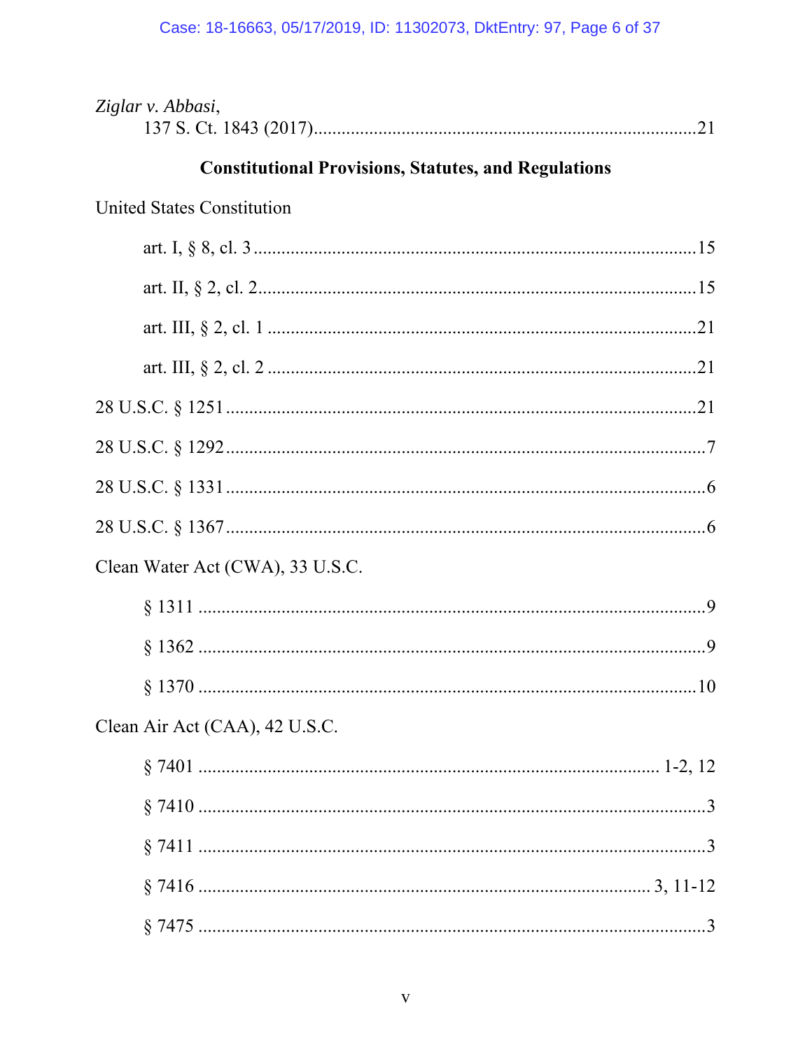*Ziglar v. Abbasi*,
137 S. Ct. 1843 (2017)....................................................................................21

**Constitutional Provisions, Statutes, and Regulations**

United States Constitution

art. I, § 8, cl. 3 ...............................................................................................15

art. II, § 2, cl. 2...............................................................................................15

art. III, § 2, cl. 1 .............................................................................................21

art. III, § 2, cl. 2 .............................................................................................21

28 U.S.C. § 1251.......................................................................................................21

28 U.S.C. § 1292.........................................................................................................7

28 U.S.C. § 1331.........................................................................................................6

28 U.S.C. § 1367.........................................................................................................6

Clean Water Act (CWA), 33 U.S.C.

§ 1311 ...............................................................................................................9

§ 1362 ...............................................................................................................9

§ 1370 .............................................................................................................10

Clean Air Act (CAA), 42 U.S.C.

§ 7401 ................................................................................................... 1-2, 12

§ 7410 ...............................................................................................................3

§ 7411 ...............................................................................................................3

§ 7416 .................................................................................................. 3, 11-12

§ 7475 ...............................................................................................................3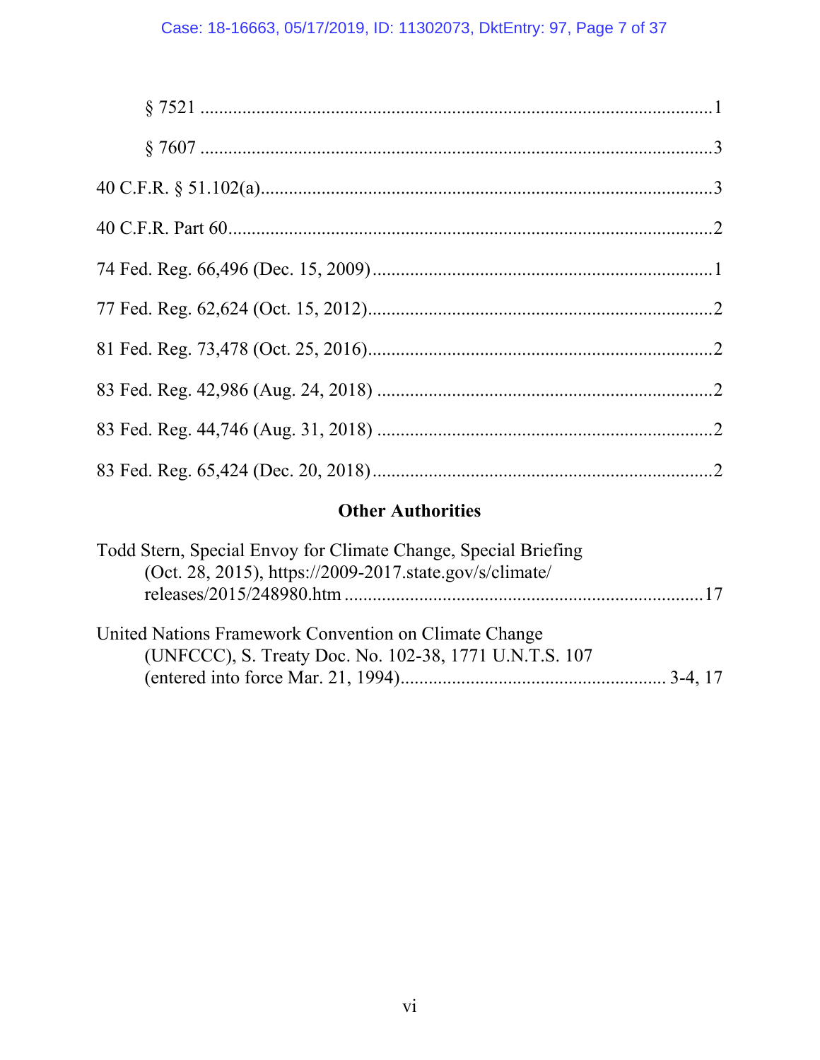§ 7521 ...........................................................................................................1

§ 7607 ...........................................................................................................3

40 C.F.R. § 51.102(a)...............................................................................................3

40 C.F.R. Part 60......................................................................................................2

74 Fed. Reg. 66,496 (Dec. 15, 2009).......................................................................1

77 Fed. Reg. 62,624 (Oct. 15, 2012)........................................................................2

81 Fed. Reg. 73,478 (Oct. 25, 2016)........................................................................2

83 Fed. Reg. 42,986 (Aug. 24, 2018) .......................................................................2

83 Fed. Reg. 44,746 (Aug. 31, 2018) .......................................................................2

83 Fed. Reg. 65,424 (Dec. 20, 2018)........................................................................2

## Other Authorities

Todd Stern, Special Envoy for Climate Change, Special Briefing (Oct. 28, 2015), https://2009-2017.state.gov/s/climate/releases/2015/248980.htm ............................................................................17

United Nations Framework Convention on Climate Change (UNFCCC), S. Treaty Doc. No. 102-38, 1771 U.N.T.S. 107 (entered into force Mar. 21, 1994)........................................................ 3-4, 17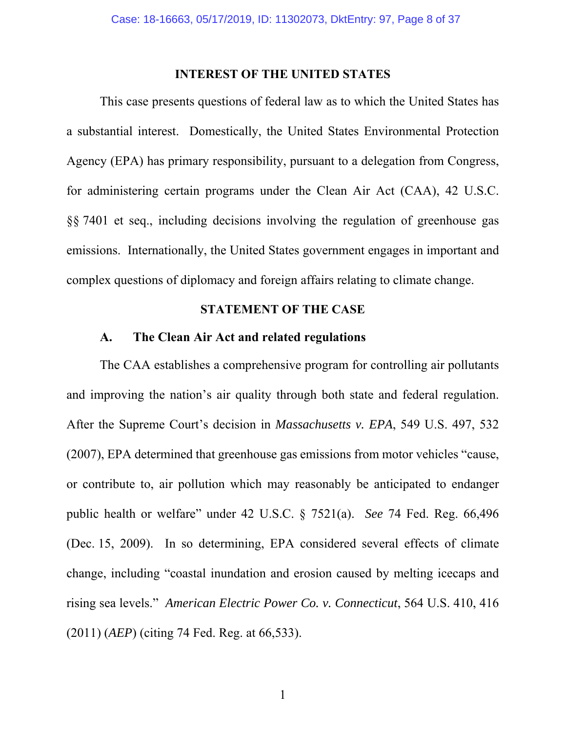## INTEREST OF THE UNITED STATES

This case presents questions of federal law as to which the United States has a substantial interest. Domestically, the United States Environmental Protection Agency (EPA) has primary responsibility, pursuant to a delegation from Congress, for administering certain programs under the Clean Air Act (CAA), 42 U.S.C. §§ 7401 et seq., including decisions involving the regulation of greenhouse gas emissions. Internationally, the United States government engages in important and complex questions of diplomacy and foreign affairs relating to climate change.

## STATEMENT OF THE CASE

### A. The Clean Air Act and related regulations

The CAA establishes a comprehensive program for controlling air pollutants and improving the nation's air quality through both state and federal regulation. After the Supreme Court's decision in *Massachusetts v. EPA*, 549 U.S. 497, 532 (2007), EPA determined that greenhouse gas emissions from motor vehicles "cause, or contribute to, air pollution which may reasonably be anticipated to endanger public health or welfare" under 42 U.S.C. § 7521(a). *See* 74 Fed. Reg. 66,496 (Dec. 15, 2009). In so determining, EPA considered several effects of climate change, including "coastal inundation and erosion caused by melting icecaps and rising sea levels." *American Electric Power Co. v. Connecticut*, 564 U.S. 410, 416 (2011) (*AEP*) (citing 74 Fed. Reg. at 66,533).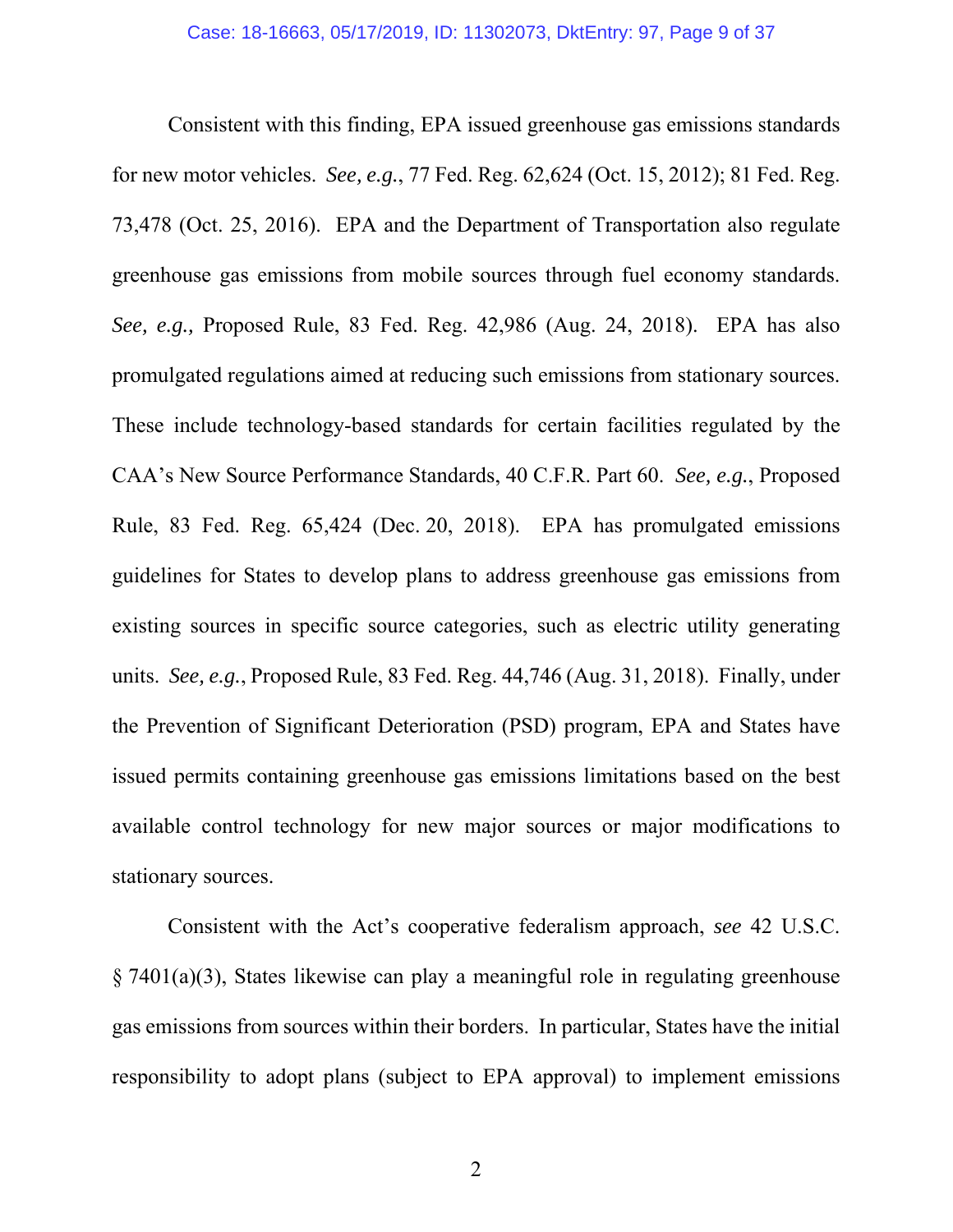Consistent with this finding, EPA issued greenhouse gas emissions standards for new motor vehicles. *See, e.g.*, 77 Fed. Reg. 62,624 (Oct. 15, 2012); 81 Fed. Reg. 73,478 (Oct. 25, 2016). EPA and the Department of Transportation also regulate greenhouse gas emissions from mobile sources through fuel economy standards. *See, e.g.,* Proposed Rule, 83 Fed. Reg. 42,986 (Aug. 24, 2018). EPA has also promulgated regulations aimed at reducing such emissions from stationary sources. These include technology-based standards for certain facilities regulated by the CAA's New Source Performance Standards, 40 C.F.R. Part 60. *See, e.g.*, Proposed Rule, 83 Fed. Reg. 65,424 (Dec. 20, 2018). EPA has promulgated emissions guidelines for States to develop plans to address greenhouse gas emissions from existing sources in specific source categories, such as electric utility generating units. *See, e.g.*, Proposed Rule, 83 Fed. Reg. 44,746 (Aug. 31, 2018). Finally, under the Prevention of Significant Deterioration (PSD) program, EPA and States have issued permits containing greenhouse gas emissions limitations based on the best available control technology for new major sources or major modifications to stationary sources.

Consistent with the Act's cooperative federalism approach, *see* 42 U.S.C. § 7401(a)(3), States likewise can play a meaningful role in regulating greenhouse gas emissions from sources within their borders. In particular, States have the initial responsibility to adopt plans (subject to EPA approval) to implement emissions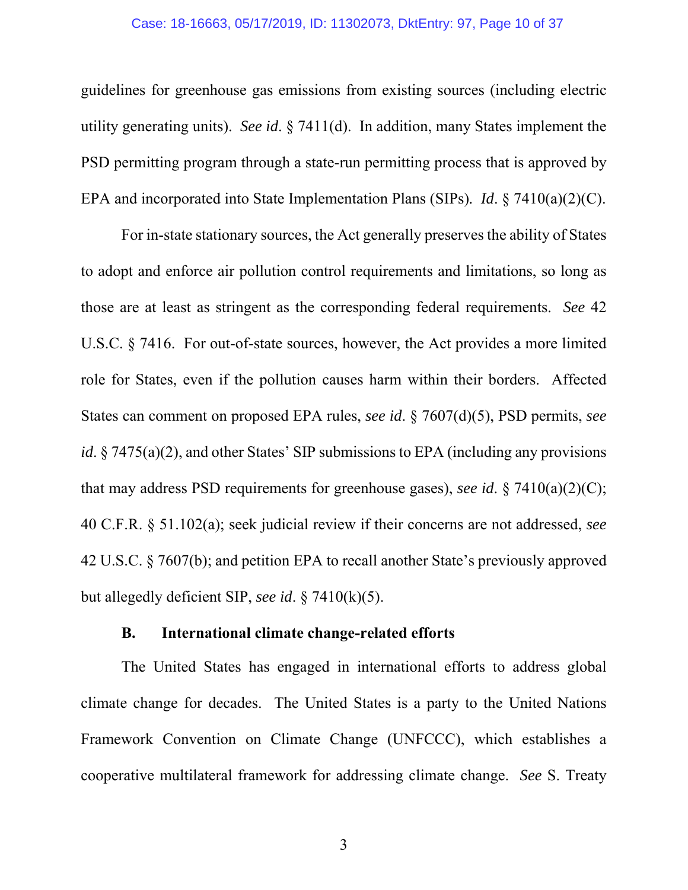guidelines for greenhouse gas emissions from existing sources (including electric utility generating units). *See id*. § 7411(d). In addition, many States implement the PSD permitting program through a state-run permitting process that is approved by EPA and incorporated into State Implementation Plans (SIPs). *Id*. § 7410(a)(2)(C).

For in-state stationary sources, the Act generally preserves the ability of States to adopt and enforce air pollution control requirements and limitations, so long as those are at least as stringent as the corresponding federal requirements. *See* 42 U.S.C. § 7416. For out-of-state sources, however, the Act provides a more limited role for States, even if the pollution causes harm within their borders. Affected States can comment on proposed EPA rules, *see id*. § 7607(d)(5), PSD permits, *see id*. § 7475(a)(2), and other States' SIP submissions to EPA (including any provisions that may address PSD requirements for greenhouse gases), *see id*. § 7410(a)(2)(C); 40 C.F.R. § 51.102(a); seek judicial review if their concerns are not addressed, *see* 42 U.S.C. § 7607(b); and petition EPA to recall another State's previously approved but allegedly deficient SIP, *see id*. § 7410(k)(5).

### B. International climate change-related efforts

The United States has engaged in international efforts to address global climate change for decades. The United States is a party to the United Nations Framework Convention on Climate Change (UNFCCC), which establishes a cooperative multilateral framework for addressing climate change. *See* S. Treaty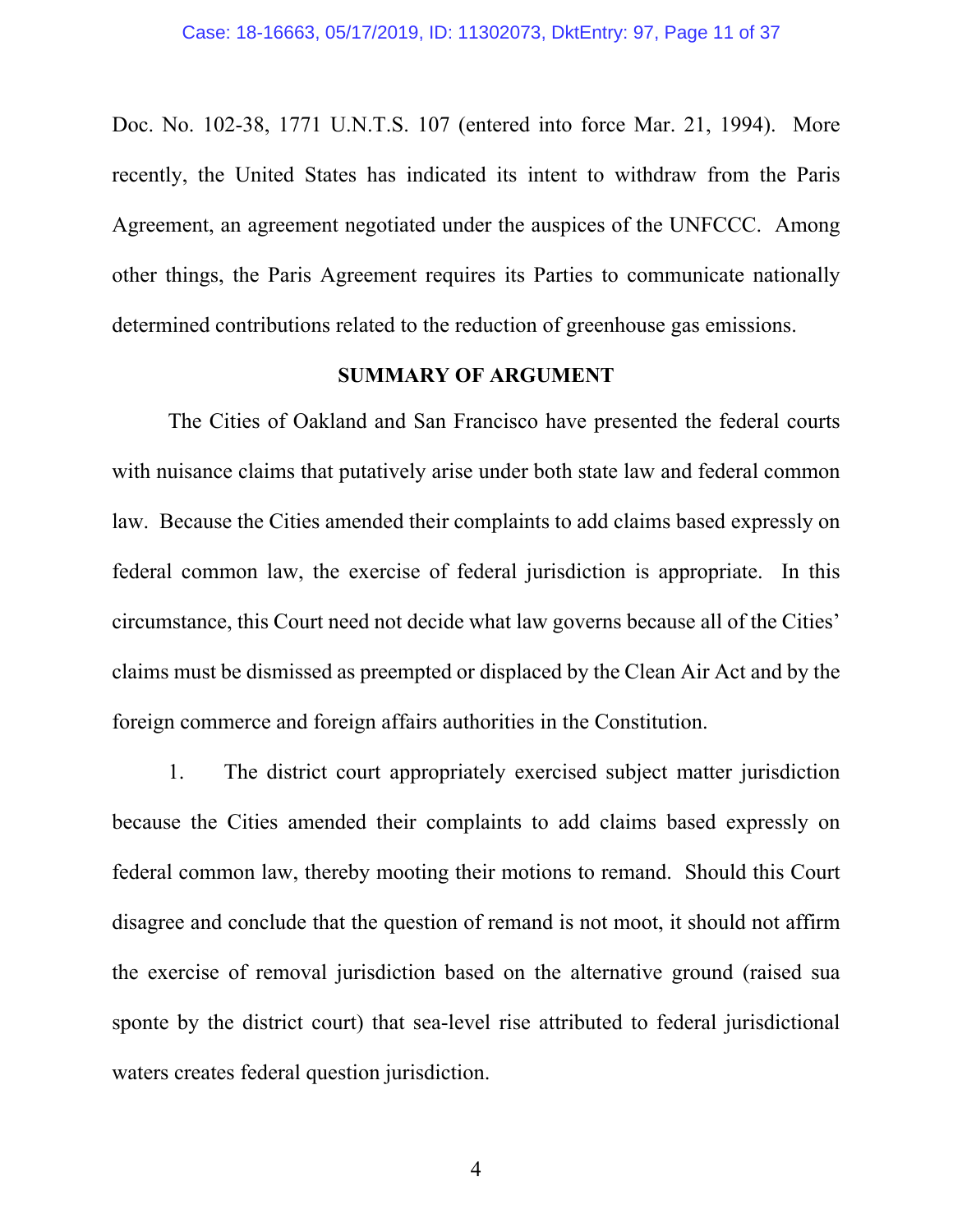Doc. No. 102-38, 1771 U.N.T.S. 107 (entered into force Mar. 21, 1994). More recently, the United States has indicated its intent to withdraw from the Paris Agreement, an agreement negotiated under the auspices of the UNFCCC. Among other things, the Paris Agreement requires its Parties to communicate nationally determined contributions related to the reduction of greenhouse gas emissions.

## SUMMARY OF ARGUMENT

The Cities of Oakland and San Francisco have presented the federal courts with nuisance claims that putatively arise under both state law and federal common law. Because the Cities amended their complaints to add claims based expressly on federal common law, the exercise of federal jurisdiction is appropriate. In this circumstance, this Court need not decide what law governs because all of the Cities' claims must be dismissed as preempted or displaced by the Clean Air Act and by the foreign commerce and foreign affairs authorities in the Constitution.

1. The district court appropriately exercised subject matter jurisdiction because the Cities amended their complaints to add claims based expressly on federal common law, thereby mooting their motions to remand. Should this Court disagree and conclude that the question of remand is not moot, it should not affirm the exercise of removal jurisdiction based on the alternative ground (raised sua sponte by the district court) that sea-level rise attributed to federal jurisdictional waters creates federal question jurisdiction.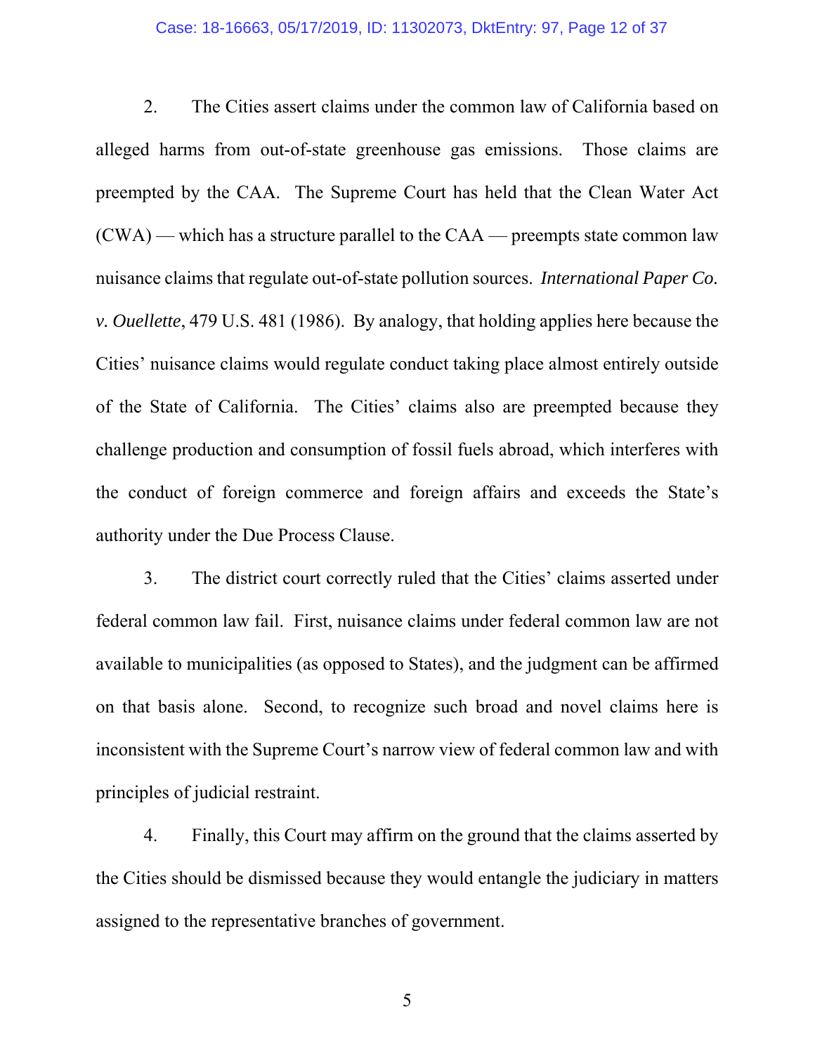2. The Cities assert claims under the common law of California based on alleged harms from out-of-state greenhouse gas emissions. Those claims are preempted by the CAA. The Supreme Court has held that the Clean Water Act (CWA) — which has a structure parallel to the CAA — preempts state common law nuisance claims that regulate out-of-state pollution sources. *International Paper Co. v. Ouellette*, 479 U.S. 481 (1986). By analogy, that holding applies here because the Cities' nuisance claims would regulate conduct taking place almost entirely outside of the State of California. The Cities' claims also are preempted because they challenge production and consumption of fossil fuels abroad, which interferes with the conduct of foreign commerce and foreign affairs and exceeds the State's authority under the Due Process Clause.

3. The district court correctly ruled that the Cities' claims asserted under federal common law fail. First, nuisance claims under federal common law are not available to municipalities (as opposed to States), and the judgment can be affirmed on that basis alone. Second, to recognize such broad and novel claims here is inconsistent with the Supreme Court's narrow view of federal common law and with principles of judicial restraint.

4. Finally, this Court may affirm on the ground that the claims asserted by the Cities should be dismissed because they would entangle the judiciary in matters assigned to the representative branches of government.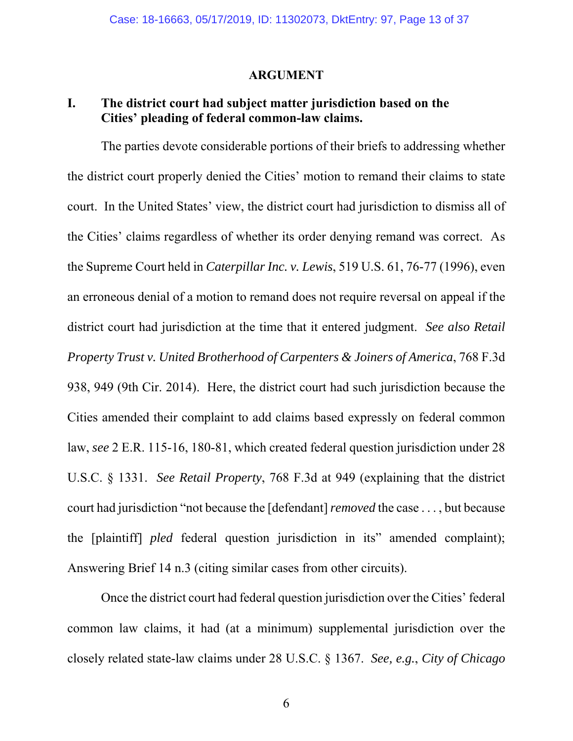## ARGUMENT

### I. The district court had subject matter jurisdiction based on the Cities' pleading of federal common-law claims.

The parties devote considerable portions of their briefs to addressing whether the district court properly denied the Cities' motion to remand their claims to state court. In the United States' view, the district court had jurisdiction to dismiss all of the Cities' claims regardless of whether its order denying remand was correct. As the Supreme Court held in *Caterpillar Inc. v. Lewis*, 519 U.S. 61, 76-77 (1996), even an erroneous denial of a motion to remand does not require reversal on appeal if the district court had jurisdiction at the time that it entered judgment. *See also Retail Property Trust v. United Brotherhood of Carpenters & Joiners of America*, 768 F.3d 938, 949 (9th Cir. 2014). Here, the district court had such jurisdiction because the Cities amended their complaint to add claims based expressly on federal common law, *see* 2 E.R. 115-16, 180-81, which created federal question jurisdiction under 28 U.S.C. § 1331. *See Retail Property*, 768 F.3d at 949 (explaining that the district court had jurisdiction "not because the [defendant] *removed* the case . . . , but because the [plaintiff] *pled* federal question jurisdiction in its" amended complaint); Answering Brief 14 n.3 (citing similar cases from other circuits).

Once the district court had federal question jurisdiction over the Cities' federal common law claims, it had (at a minimum) supplemental jurisdiction over the closely related state-law claims under 28 U.S.C. § 1367. *See, e.g.*, *City of Chicago*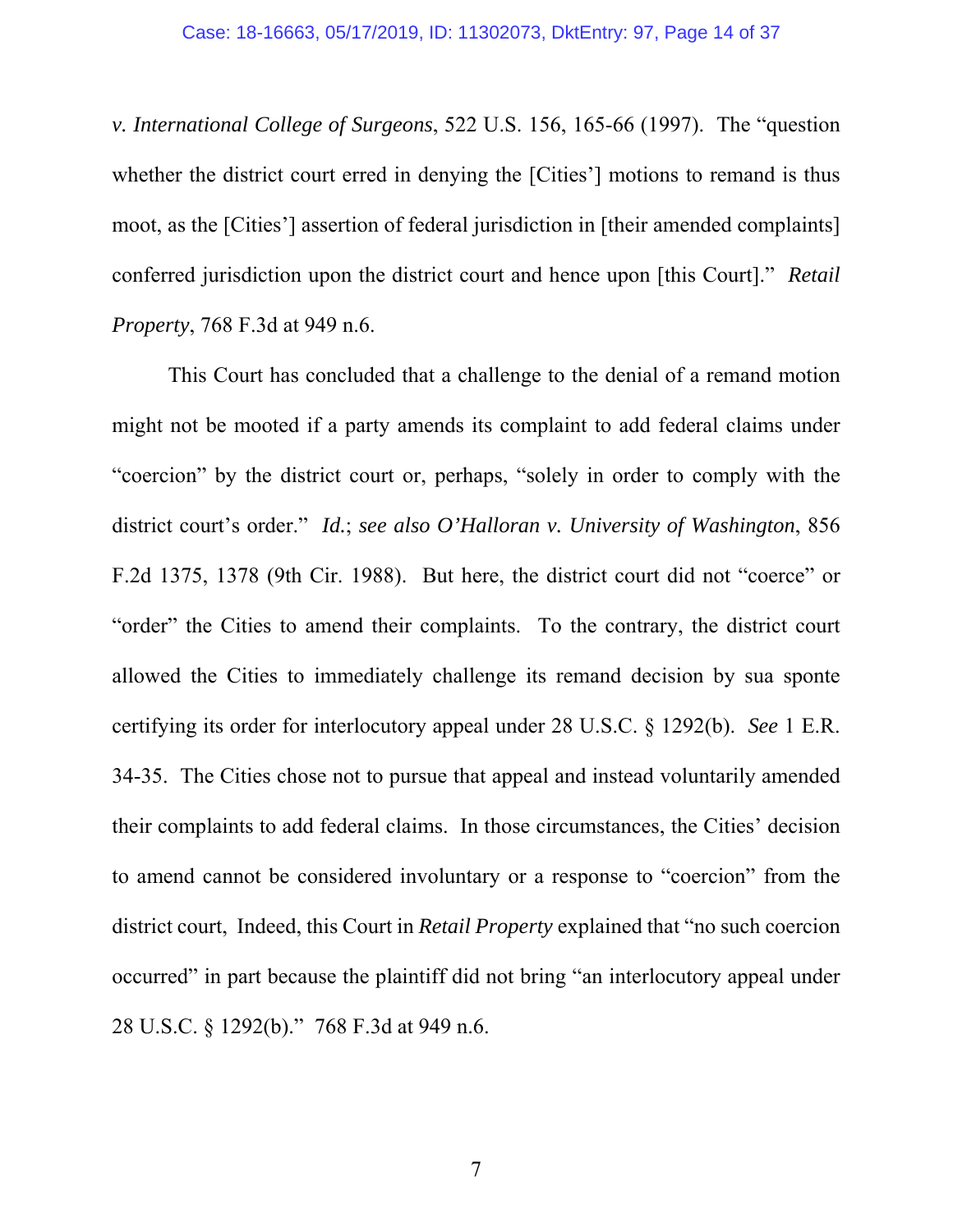*v. International College of Surgeons*, 522 U.S. 156, 165-66 (1997). The "question whether the district court erred in denying the [Cities'] motions to remand is thus moot, as the [Cities'] assertion of federal jurisdiction in [their amended complaints] conferred jurisdiction upon the district court and hence upon [this Court]." *Retail Property*, 768 F.3d at 949 n.6.

This Court has concluded that a challenge to the denial of a remand motion might not be mooted if a party amends its complaint to add federal claims under "coercion" by the district court or, perhaps, "solely in order to comply with the district court's order." *Id.*; *see also O'Halloran v. University of Washington*, 856 F.2d 1375, 1378 (9th Cir. 1988). But here, the district court did not "coerce" or "order" the Cities to amend their complaints. To the contrary, the district court allowed the Cities to immediately challenge its remand decision by sua sponte certifying its order for interlocutory appeal under 28 U.S.C. § 1292(b). *See* 1 E.R. 34-35. The Cities chose not to pursue that appeal and instead voluntarily amended their complaints to add federal claims. In those circumstances, the Cities' decision to amend cannot be considered involuntary or a response to "coercion" from the district court, Indeed, this Court in *Retail Property* explained that "no such coercion occurred" in part because the plaintiff did not bring "an interlocutory appeal under 28 U.S.C. § 1292(b)." 768 F.3d at 949 n.6.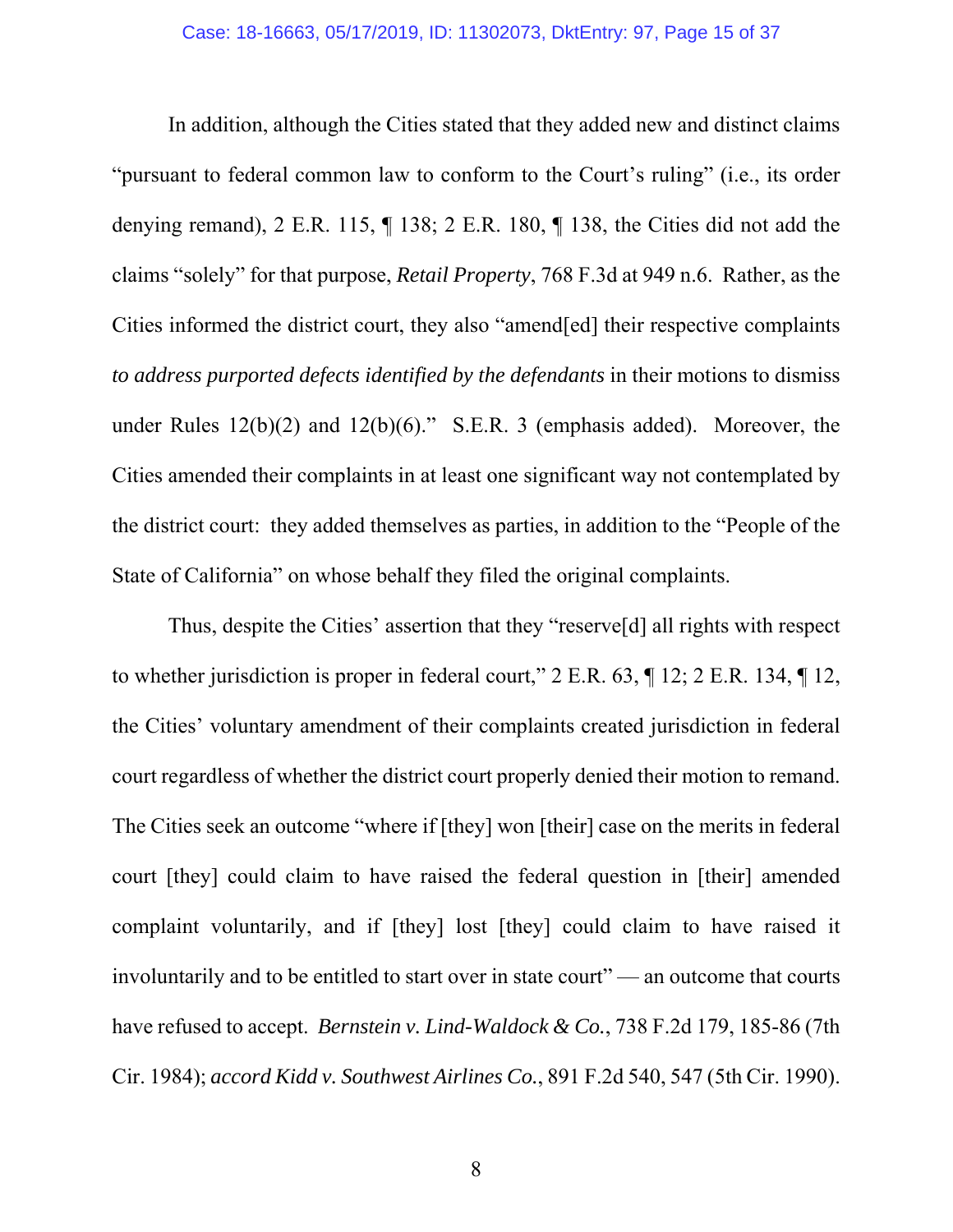In addition, although the Cities stated that they added new and distinct claims "pursuant to federal common law to conform to the Court's ruling" (i.e., its order denying remand), 2 E.R. 115, ¶ 138; 2 E.R. 180, ¶ 138, the Cities did not add the claims "solely" for that purpose, *Retail Property*, 768 F.3d at 949 n.6. Rather, as the Cities informed the district court, they also "amend[ed] their respective complaints *to address purported defects identified by the defendants* in their motions to dismiss under Rules 12(b)(2) and 12(b)(6)." S.E.R. 3 (emphasis added). Moreover, the Cities amended their complaints in at least one significant way not contemplated by the district court: they added themselves as parties, in addition to the "People of the State of California" on whose behalf they filed the original complaints.

Thus, despite the Cities' assertion that they "reserve[d] all rights with respect to whether jurisdiction is proper in federal court," 2 E.R. 63, ¶ 12; 2 E.R. 134, ¶ 12, the Cities' voluntary amendment of their complaints created jurisdiction in federal court regardless of whether the district court properly denied their motion to remand. The Cities seek an outcome "where if [they] won [their] case on the merits in federal court [they] could claim to have raised the federal question in [their] amended complaint voluntarily, and if [they] lost [they] could claim to have raised it involuntarily and to be entitled to start over in state court" — an outcome that courts have refused to accept. *Bernstein v. Lind-Waldock & Co.*, 738 F.2d 179, 185-86 (7th Cir. 1984); *accord Kidd v. Southwest Airlines Co.*, 891 F.2d 540, 547 (5th Cir. 1990).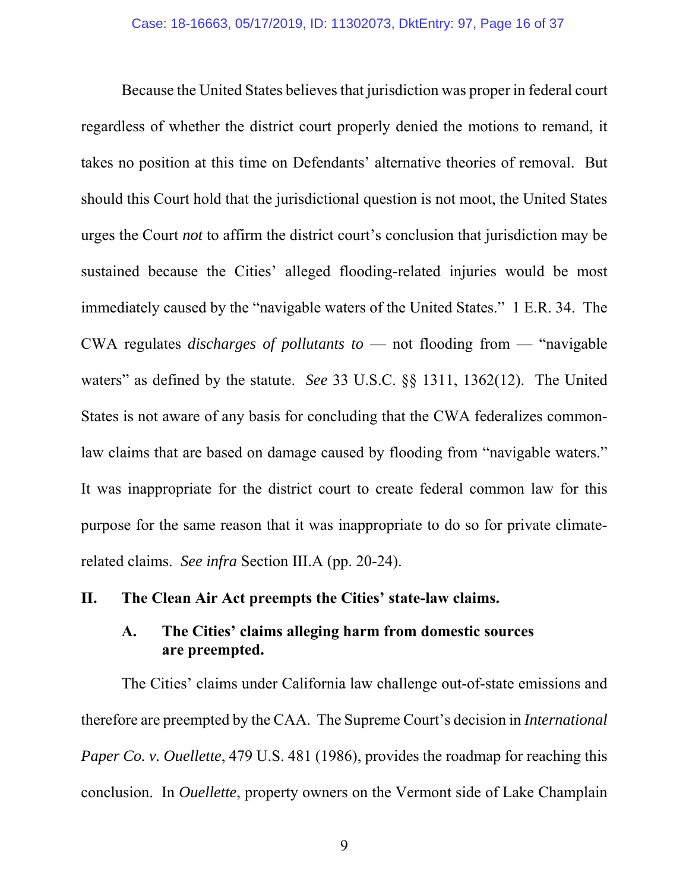Because the United States believes that jurisdiction was proper in federal court regardless of whether the district court properly denied the motions to remand, it takes no position at this time on Defendants' alternative theories of removal. But should this Court hold that the jurisdictional question is not moot, the United States urges the Court *not* to affirm the district court's conclusion that jurisdiction may be sustained because the Cities' alleged flooding-related injuries would be most immediately caused by the "navigable waters of the United States." 1 E.R. 34. The CWA regulates *discharges of pollutants to* — not flooding from — "navigable waters" as defined by the statute. *See* 33 U.S.C. §§ 1311, 1362(12). The United States is not aware of any basis for concluding that the CWA federalizes common-law claims that are based on damage caused by flooding from "navigable waters." It was inappropriate for the district court to create federal common law for this purpose for the same reason that it was inappropriate to do so for private climate-related claims. *See infra* Section III.A (pp. 20-24).

## II. The Clean Air Act preempts the Cities' state-law claims.

### A. The Cities' claims alleging harm from domestic sources are preempted.

The Cities' claims under California law challenge out-of-state emissions and therefore are preempted by the CAA. The Supreme Court's decision in *International Paper Co. v. Ouellette*, 479 U.S. 481 (1986), provides the roadmap for reaching this conclusion. In *Ouellette*, property owners on the Vermont side of Lake Champlain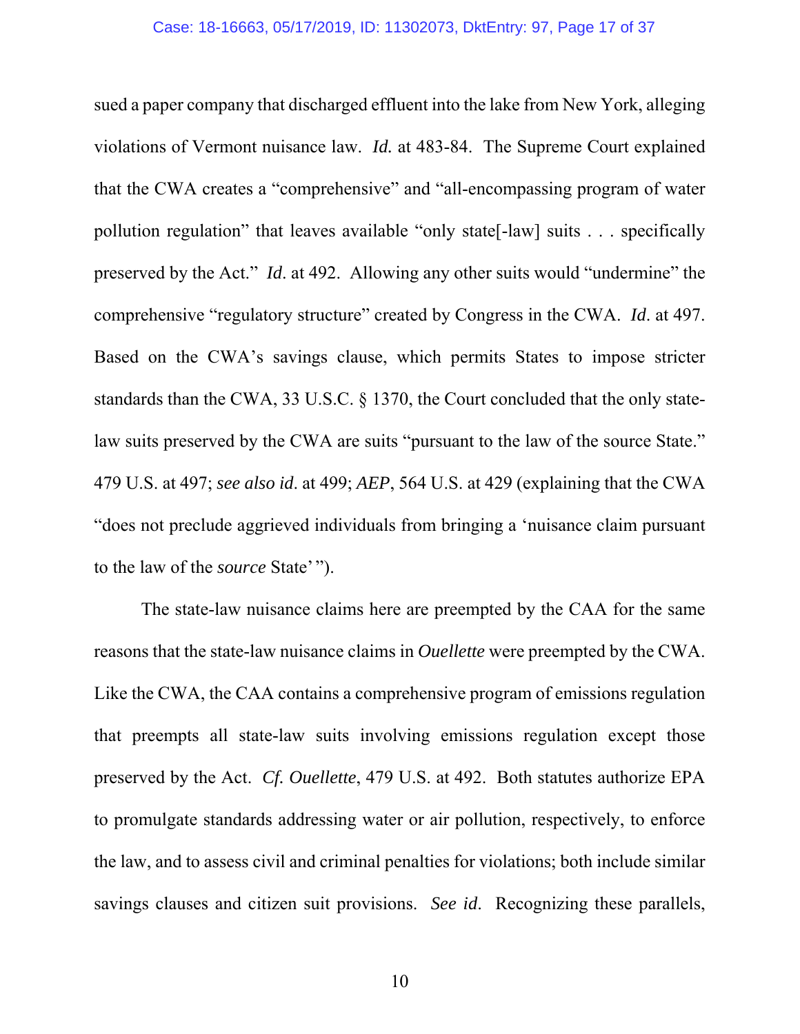sued a paper company that discharged effluent into the lake from New York, alleging violations of Vermont nuisance law. *Id.* at 483-84. The Supreme Court explained that the CWA creates a "comprehensive" and "all-encompassing program of water pollution regulation" that leaves available "only state[-law] suits . . . specifically preserved by the Act." *Id*. at 492. Allowing any other suits would "undermine" the comprehensive "regulatory structure" created by Congress in the CWA. *Id*. at 497. Based on the CWA's savings clause, which permits States to impose stricter standards than the CWA, 33 U.S.C. § 1370, the Court concluded that the only state-law suits preserved by the CWA are suits "pursuant to the law of the source State." 479 U.S. at 497; *see also id*. at 499; *AEP*, 564 U.S. at 429 (explaining that the CWA "does not preclude aggrieved individuals from bringing a 'nuisance claim pursuant to the law of the *source* State' ").

The state-law nuisance claims here are preempted by the CAA for the same reasons that the state-law nuisance claims in *Ouellette* were preempted by the CWA. Like the CWA, the CAA contains a comprehensive program of emissions regulation that preempts all state-law suits involving emissions regulation except those preserved by the Act. *Cf. Ouellette*, 479 U.S. at 492. Both statutes authorize EPA to promulgate standards addressing water or air pollution, respectively, to enforce the law, and to assess civil and criminal penalties for violations; both include similar savings clauses and citizen suit provisions. *See id*. Recognizing these parallels,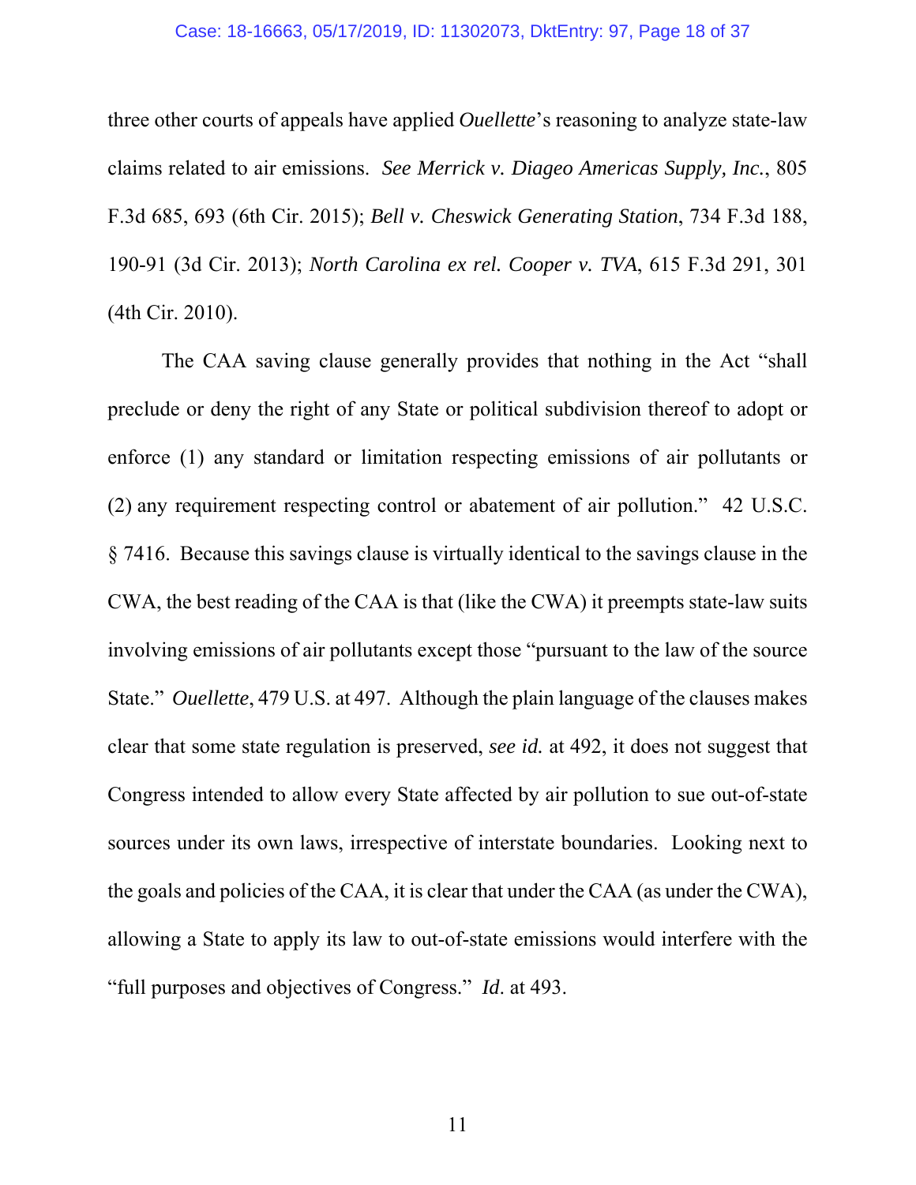three other courts of appeals have applied *Ouellette*'s reasoning to analyze state-law claims related to air emissions. *See Merrick v. Diageo Americas Supply, Inc.*, 805 F.3d 685, 693 (6th Cir. 2015); *Bell v. Cheswick Generating Station*, 734 F.3d 188, 190-91 (3d Cir. 2013); *North Carolina ex rel. Cooper v. TVA*, 615 F.3d 291, 301 (4th Cir. 2010).

The CAA saving clause generally provides that nothing in the Act "shall preclude or deny the right of any State or political subdivision thereof to adopt or enforce (1) any standard or limitation respecting emissions of air pollutants or (2) any requirement respecting control or abatement of air pollution." 42 U.S.C. § 7416. Because this savings clause is virtually identical to the savings clause in the CWA, the best reading of the CAA is that (like the CWA) it preempts state-law suits involving emissions of air pollutants except those "pursuant to the law of the source State." *Ouellette*, 479 U.S. at 497. Although the plain language of the clauses makes clear that some state regulation is preserved, *see id.* at 492, it does not suggest that Congress intended to allow every State affected by air pollution to sue out-of-state sources under its own laws, irrespective of interstate boundaries. Looking next to the goals and policies of the CAA, it is clear that under the CAA (as under the CWA), allowing a State to apply its law to out-of-state emissions would interfere with the "full purposes and objectives of Congress." *Id*. at 493.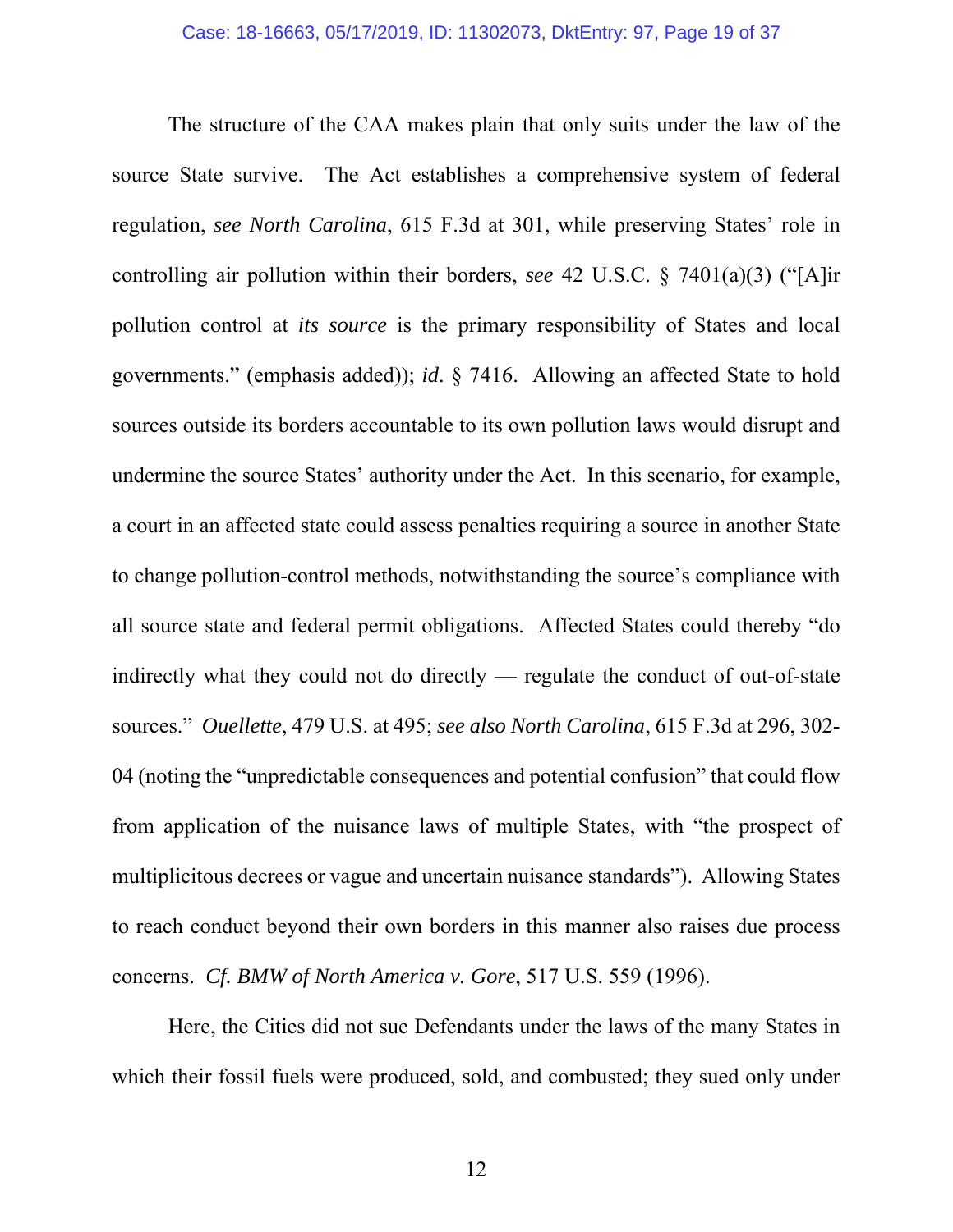The structure of the CAA makes plain that only suits under the law of the source State survive. The Act establishes a comprehensive system of federal regulation, *see North Carolina*, 615 F.3d at 301, while preserving States' role in controlling air pollution within their borders, *see* 42 U.S.C. § 7401(a)(3) ("[A]ir pollution control at *its source* is the primary responsibility of States and local governments." (emphasis added)); *id*. § 7416. Allowing an affected State to hold sources outside its borders accountable to its own pollution laws would disrupt and undermine the source States' authority under the Act. In this scenario, for example, a court in an affected state could assess penalties requiring a source in another State to change pollution-control methods, notwithstanding the source's compliance with all source state and federal permit obligations. Affected States could thereby "do indirectly what they could not do directly — regulate the conduct of out-of-state sources." *Ouellette*, 479 U.S. at 495; *see also North Carolina*, 615 F.3d at 296, 302-04 (noting the "unpredictable consequences and potential confusion" that could flow from application of the nuisance laws of multiple States, with "the prospect of multiplicitous decrees or vague and uncertain nuisance standards"). Allowing States to reach conduct beyond their own borders in this manner also raises due process concerns. *Cf. BMW of North America v. Gore*, 517 U.S. 559 (1996).

Here, the Cities did not sue Defendants under the laws of the many States in which their fossil fuels were produced, sold, and combusted; they sued only under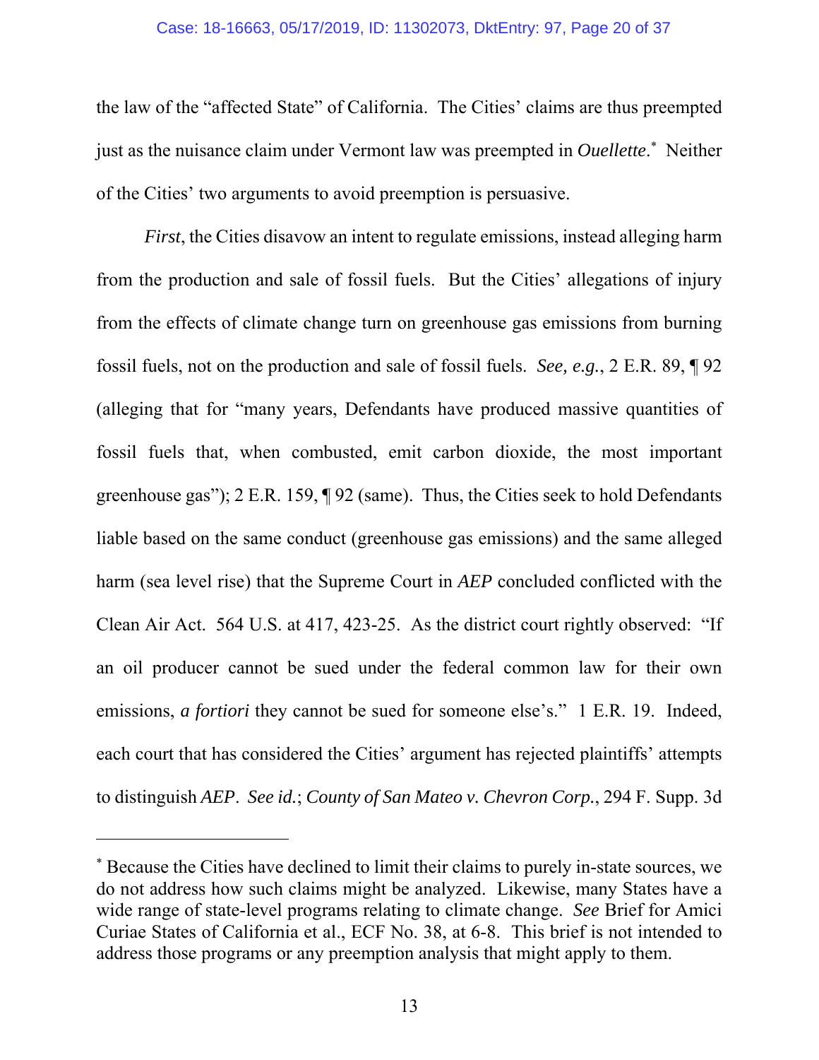the law of the "affected State" of California. The Cities' claims are thus preempted just as the nuisance claim under Vermont law was preempted in *Ouellette*.* Neither of the Cities' two arguments to avoid preemption is persuasive.

*First*, the Cities disavow an intent to regulate emissions, instead alleging harm from the production and sale of fossil fuels. But the Cities' allegations of injury from the effects of climate change turn on greenhouse gas emissions from burning fossil fuels, not on the production and sale of fossil fuels. *See, e.g.*, 2 E.R. 89, ¶ 92 (alleging that for "many years, Defendants have produced massive quantities of fossil fuels that, when combusted, emit carbon dioxide, the most important greenhouse gas"); 2 E.R. 159, ¶ 92 (same). Thus, the Cities seek to hold Defendants liable based on the same conduct (greenhouse gas emissions) and the same alleged harm (sea level rise) that the Supreme Court in *AEP* concluded conflicted with the Clean Air Act. 564 U.S. at 417, 423-25. As the district court rightly observed: "If an oil producer cannot be sued under the federal common law for their own emissions, *a fortiori* they cannot be sued for someone else's." 1 E.R. 19. Indeed, each court that has considered the Cities' argument has rejected plaintiffs' attempts to distinguish *AEP*. *See id.*; *County of San Mateo v. Chevron Corp.*, 294 F. Supp. 3d

---

* Because the Cities have declined to limit their claims to purely in-state sources, we do not address how such claims might be analyzed. Likewise, many States have a wide range of state-level programs relating to climate change. *See* Brief for Amici Curiae States of California et al., ECF No. 38, at 6-8. This brief is not intended to address those programs or any preemption analysis that might apply to them.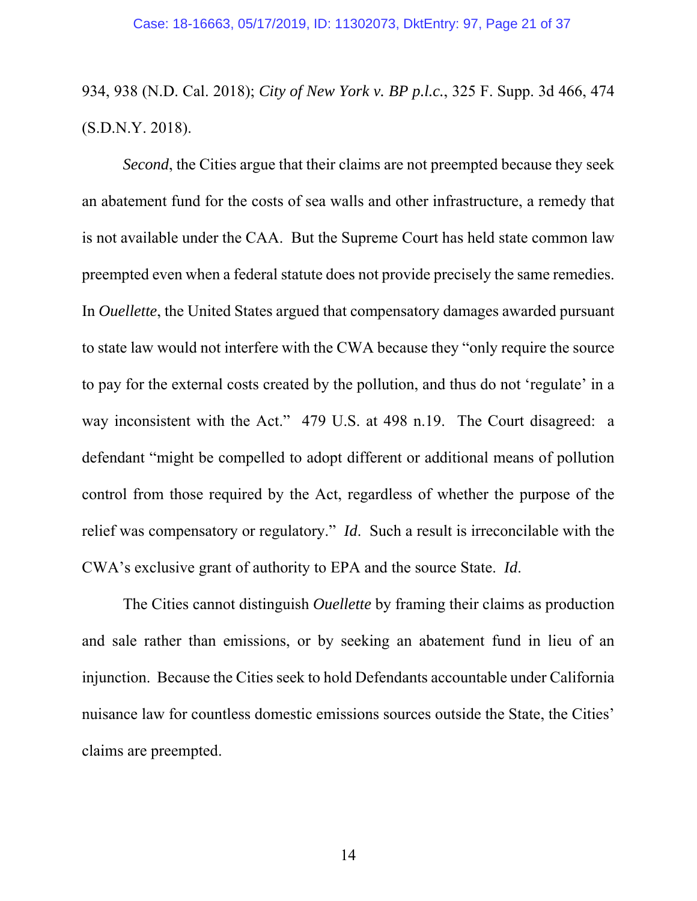934, 938 (N.D. Cal. 2018); *City of New York v. BP p.l.c.*, 325 F. Supp. 3d 466, 474 (S.D.N.Y. 2018).

*Second*, the Cities argue that their claims are not preempted because they seek an abatement fund for the costs of sea walls and other infrastructure, a remedy that is not available under the CAA. But the Supreme Court has held state common law preempted even when a federal statute does not provide precisely the same remedies. In *Ouellette*, the United States argued that compensatory damages awarded pursuant to state law would not interfere with the CWA because they "only require the source to pay for the external costs created by the pollution, and thus do not 'regulate' in a way inconsistent with the Act." 479 U.S. at 498 n.19. The Court disagreed: a defendant "might be compelled to adopt different or additional means of pollution control from those required by the Act, regardless of whether the purpose of the relief was compensatory or regulatory." *Id*. Such a result is irreconcilable with the CWA's exclusive grant of authority to EPA and the source State. *Id*.

The Cities cannot distinguish *Ouellette* by framing their claims as production and sale rather than emissions, or by seeking an abatement fund in lieu of an injunction. Because the Cities seek to hold Defendants accountable under California nuisance law for countless domestic emissions sources outside the State, the Cities' claims are preempted.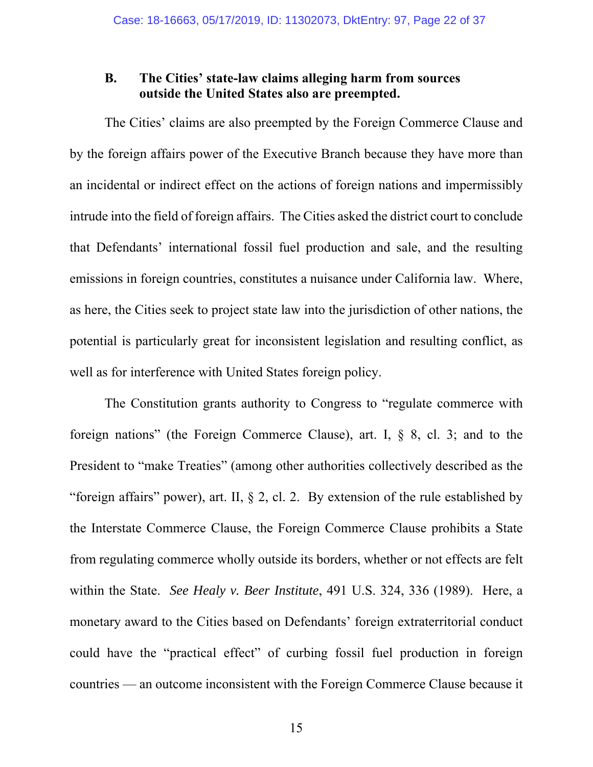### B. The Cities' state-law claims alleging harm from sources outside the United States also are preempted.

The Cities' claims are also preempted by the Foreign Commerce Clause and by the foreign affairs power of the Executive Branch because they have more than an incidental or indirect effect on the actions of foreign nations and impermissibly intrude into the field of foreign affairs. The Cities asked the district court to conclude that Defendants' international fossil fuel production and sale, and the resulting emissions in foreign countries, constitutes a nuisance under California law. Where, as here, the Cities seek to project state law into the jurisdiction of other nations, the potential is particularly great for inconsistent legislation and resulting conflict, as well as for interference with United States foreign policy.

The Constitution grants authority to Congress to "regulate commerce with foreign nations" (the Foreign Commerce Clause), art. I, § 8, cl. 3; and to the President to "make Treaties" (among other authorities collectively described as the "foreign affairs" power), art. II, § 2, cl. 2. By extension of the rule established by the Interstate Commerce Clause, the Foreign Commerce Clause prohibits a State from regulating commerce wholly outside its borders, whether or not effects are felt within the State. *See Healy v. Beer Institute*, 491 U.S. 324, 336 (1989). Here, a monetary award to the Cities based on Defendants' foreign extraterritorial conduct could have the "practical effect" of curbing fossil fuel production in foreign countries — an outcome inconsistent with the Foreign Commerce Clause because it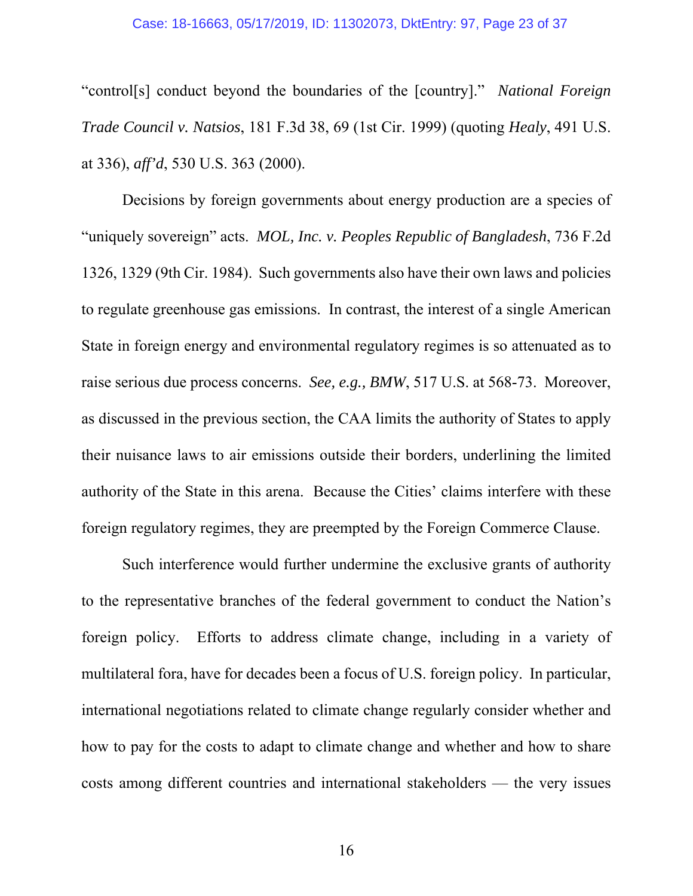"control[s] conduct beyond the boundaries of the [country]." *National Foreign Trade Council v. Natsios*, 181 F.3d 38, 69 (1st Cir. 1999) (quoting *Healy*, 491 U.S. at 336), *aff'd*, 530 U.S. 363 (2000).

Decisions by foreign governments about energy production are a species of "uniquely sovereign" acts. *MOL, Inc. v. Peoples Republic of Bangladesh*, 736 F.2d 1326, 1329 (9th Cir. 1984). Such governments also have their own laws and policies to regulate greenhouse gas emissions. In contrast, the interest of a single American State in foreign energy and environmental regulatory regimes is so attenuated as to raise serious due process concerns. *See, e.g., BMW*, 517 U.S. at 568-73. Moreover, as discussed in the previous section, the CAA limits the authority of States to apply their nuisance laws to air emissions outside their borders, underlining the limited authority of the State in this arena. Because the Cities' claims interfere with these foreign regulatory regimes, they are preempted by the Foreign Commerce Clause.

Such interference would further undermine the exclusive grants of authority to the representative branches of the federal government to conduct the Nation's foreign policy. Efforts to address climate change, including in a variety of multilateral fora, have for decades been a focus of U.S. foreign policy. In particular, international negotiations related to climate change regularly consider whether and how to pay for the costs to adapt to climate change and whether and how to share costs among different countries and international stakeholders — the very issues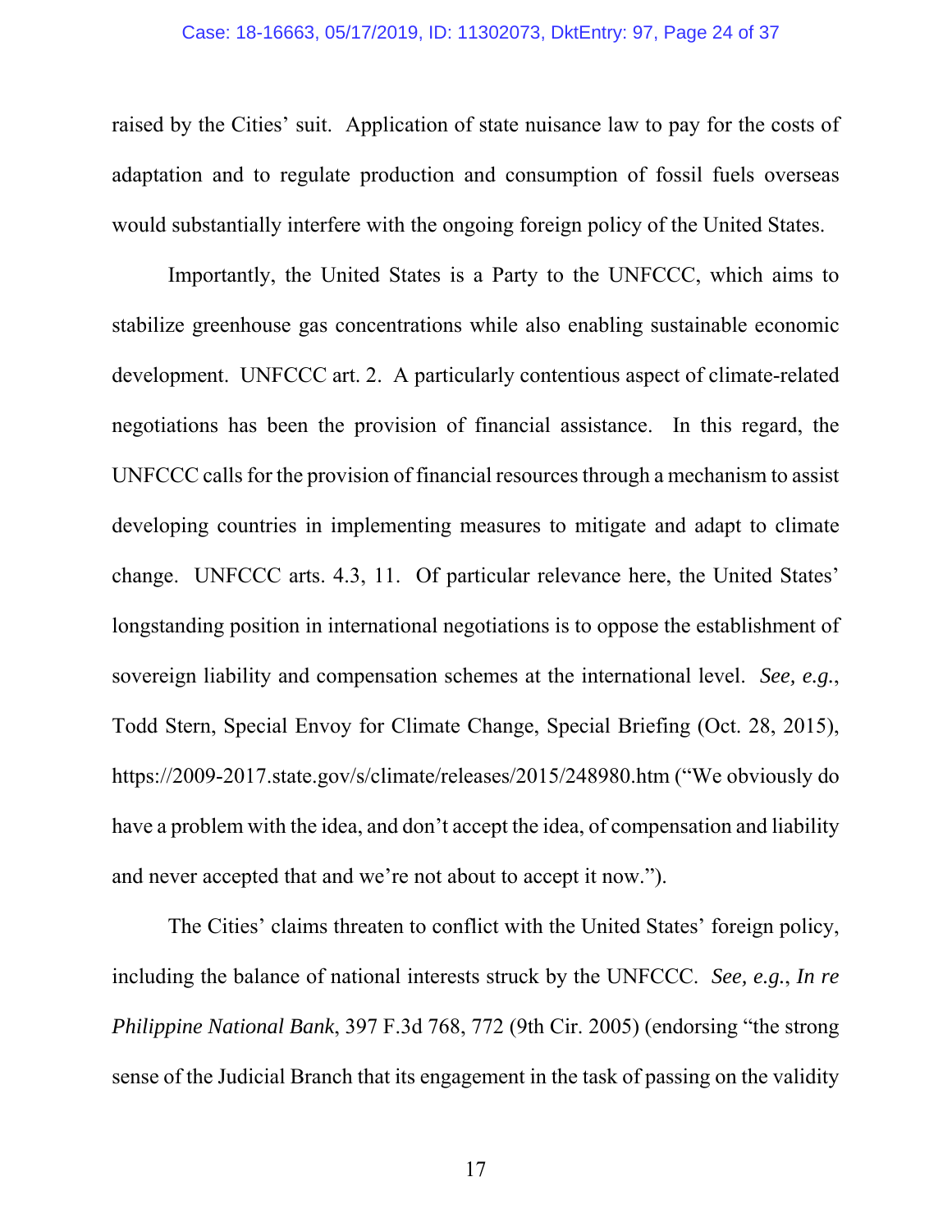raised by the Cities' suit. Application of state nuisance law to pay for the costs of adaptation and to regulate production and consumption of fossil fuels overseas would substantially interfere with the ongoing foreign policy of the United States.

Importantly, the United States is a Party to the UNFCCC, which aims to stabilize greenhouse gas concentrations while also enabling sustainable economic development. UNFCCC art. 2. A particularly contentious aspect of climate-related negotiations has been the provision of financial assistance. In this regard, the UNFCCC calls for the provision of financial resources through a mechanism to assist developing countries in implementing measures to mitigate and adapt to climate change. UNFCCC arts. 4.3, 11. Of particular relevance here, the United States' longstanding position in international negotiations is to oppose the establishment of sovereign liability and compensation schemes at the international level. *See, e.g.*, Todd Stern, Special Envoy for Climate Change, Special Briefing (Oct. 28, 2015), https://2009-2017.state.gov/s/climate/releases/2015/248980.htm ("We obviously do have a problem with the idea, and don't accept the idea, of compensation and liability and never accepted that and we're not about to accept it now.").

The Cities' claims threaten to conflict with the United States' foreign policy, including the balance of national interests struck by the UNFCCC. *See, e.g.*, *In re Philippine National Bank*, 397 F.3d 768, 772 (9th Cir. 2005) (endorsing "the strong sense of the Judicial Branch that its engagement in the task of passing on the validity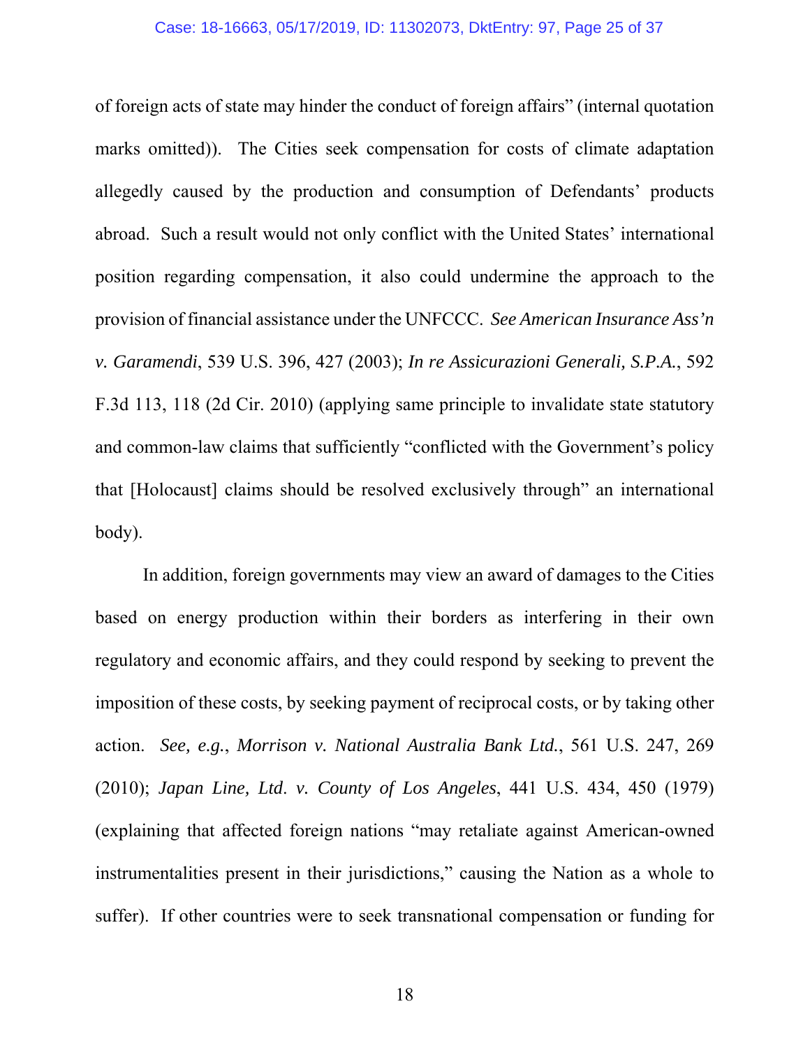of foreign acts of state may hinder the conduct of foreign affairs" (internal quotation marks omitted)). The Cities seek compensation for costs of climate adaptation allegedly caused by the production and consumption of Defendants' products abroad. Such a result would not only conflict with the United States' international position regarding compensation, it also could undermine the approach to the provision of financial assistance under the UNFCCC. *See American Insurance Ass'n v. Garamendi*, 539 U.S. 396, 427 (2003); *In re Assicurazioni Generali, S.P.A.*, 592 F.3d 113, 118 (2d Cir. 2010) (applying same principle to invalidate state statutory and common-law claims that sufficiently "conflicted with the Government's policy that [Holocaust] claims should be resolved exclusively through" an international body).

In addition, foreign governments may view an award of damages to the Cities based on energy production within their borders as interfering in their own regulatory and economic affairs, and they could respond by seeking to prevent the imposition of these costs, by seeking payment of reciprocal costs, or by taking other action. *See, e.g.*, *Morrison v. National Australia Bank Ltd.*, 561 U.S. 247, 269 (2010); *Japan Line, Ltd. v. County of Los Angeles*, 441 U.S. 434, 450 (1979) (explaining that affected foreign nations "may retaliate against American-owned instrumentalities present in their jurisdictions," causing the Nation as a whole to suffer). If other countries were to seek transnational compensation or funding for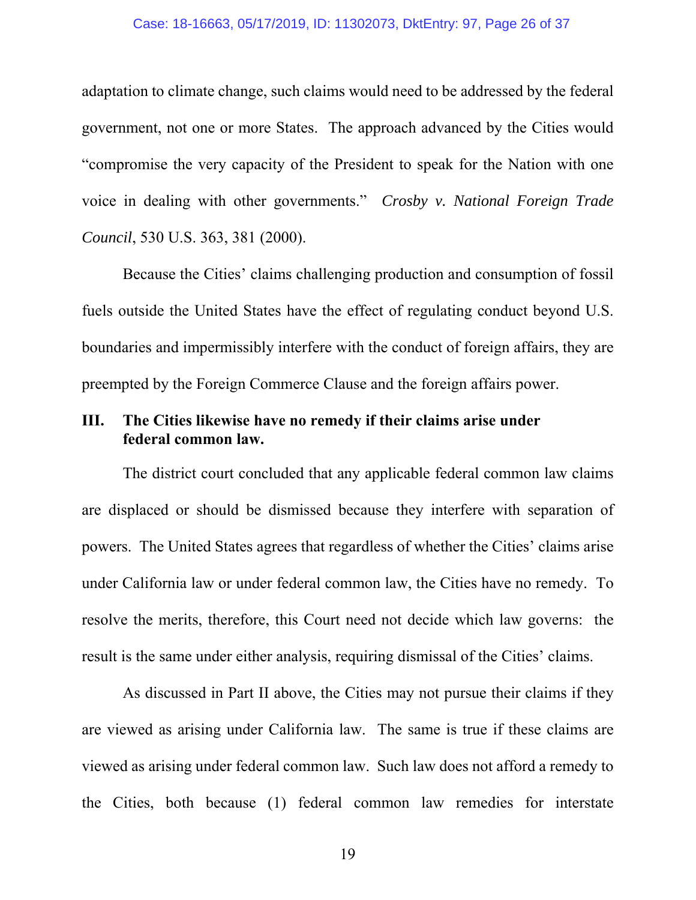adaptation to climate change, such claims would need to be addressed by the federal government, not one or more States. The approach advanced by the Cities would "compromise the very capacity of the President to speak for the Nation with one voice in dealing with other governments." *Crosby v. National Foreign Trade Council*, 530 U.S. 363, 381 (2000).

Because the Cities' claims challenging production and consumption of fossil fuels outside the United States have the effect of regulating conduct beyond U.S. boundaries and impermissibly interfere with the conduct of foreign affairs, they are preempted by the Foreign Commerce Clause and the foreign affairs power.

## III. The Cities likewise have no remedy if their claims arise under federal common law.

The district court concluded that any applicable federal common law claims are displaced or should be dismissed because they interfere with separation of powers. The United States agrees that regardless of whether the Cities' claims arise under California law or under federal common law, the Cities have no remedy. To resolve the merits, therefore, this Court need not decide which law governs: the result is the same under either analysis, requiring dismissal of the Cities' claims.

As discussed in Part II above, the Cities may not pursue their claims if they are viewed as arising under California law. The same is true if these claims are viewed as arising under federal common law. Such law does not afford a remedy to the Cities, both because (1) federal common law remedies for interstate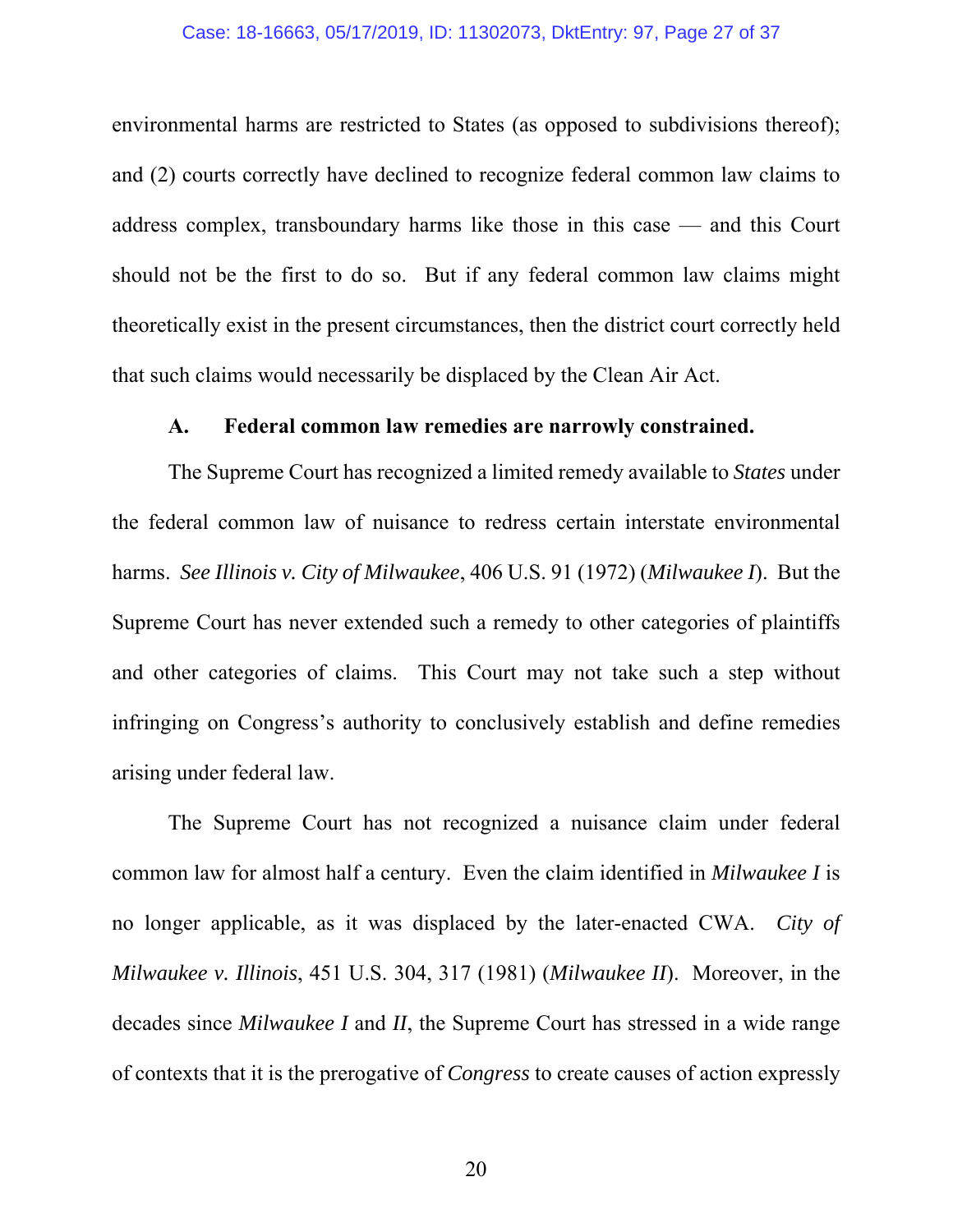environmental harms are restricted to States (as opposed to subdivisions thereof); and (2) courts correctly have declined to recognize federal common law claims to address complex, transboundary harms like those in this case — and this Court should not be the first to do so. But if any federal common law claims might theoretically exist in the present circumstances, then the district court correctly held that such claims would necessarily be displaced by the Clean Air Act.

### A. Federal common law remedies are narrowly constrained.

The Supreme Court has recognized a limited remedy available to *States* under the federal common law of nuisance to redress certain interstate environmental harms. *See Illinois v. City of Milwaukee*, 406 U.S. 91 (1972) (*Milwaukee I*). But the Supreme Court has never extended such a remedy to other categories of plaintiffs and other categories of claims. This Court may not take such a step without infringing on Congress's authority to conclusively establish and define remedies arising under federal law.

The Supreme Court has not recognized a nuisance claim under federal common law for almost half a century. Even the claim identified in *Milwaukee I* is no longer applicable, as it was displaced by the later-enacted CWA. *City of Milwaukee v. Illinois*, 451 U.S. 304, 317 (1981) (*Milwaukee II*). Moreover, in the decades since *Milwaukee I* and *II*, the Supreme Court has stressed in a wide range of contexts that it is the prerogative of *Congress* to create causes of action expressly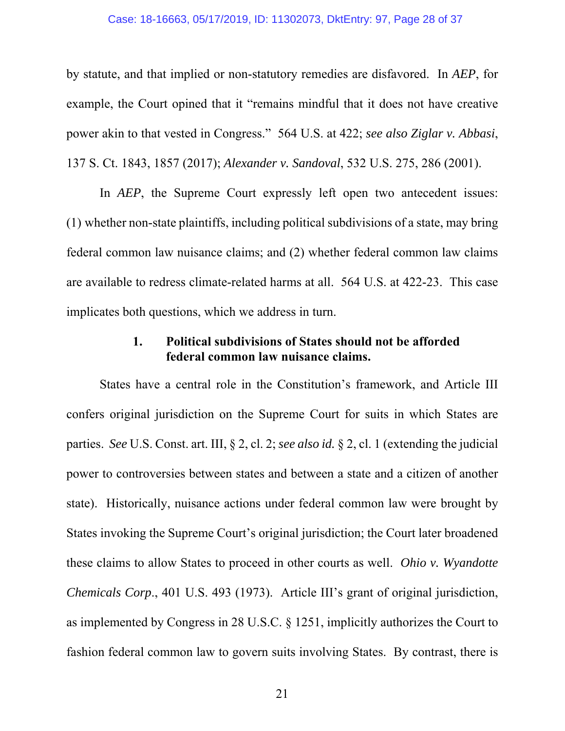by statute, and that implied or non-statutory remedies are disfavored. In *AEP*, for example, the Court opined that it "remains mindful that it does not have creative power akin to that vested in Congress." 564 U.S. at 422; *see also Ziglar v. Abbasi*, 137 S. Ct. 1843, 1857 (2017); *Alexander v. Sandoval*, 532 U.S. 275, 286 (2001).

In *AEP*, the Supreme Court expressly left open two antecedent issues: (1) whether non-state plaintiffs, including political subdivisions of a state, may bring federal common law nuisance claims; and (2) whether federal common law claims are available to redress climate-related harms at all. 564 U.S. at 422-23. This case implicates both questions, which we address in turn.

### 1. Political subdivisions of States should not be afforded federal common law nuisance claims.

States have a central role in the Constitution's framework, and Article III confers original jurisdiction on the Supreme Court for suits in which States are parties. *See* U.S. Const. art. III, § 2, cl. 2; *see also id.* § 2, cl. 1 (extending the judicial power to controversies between states and between a state and a citizen of another state). Historically, nuisance actions under federal common law were brought by States invoking the Supreme Court's original jurisdiction; the Court later broadened these claims to allow States to proceed in other courts as well. *Ohio v. Wyandotte Chemicals Corp.*, 401 U.S. 493 (1973). Article III's grant of original jurisdiction, as implemented by Congress in 28 U.S.C. § 1251, implicitly authorizes the Court to fashion federal common law to govern suits involving States. By contrast, there is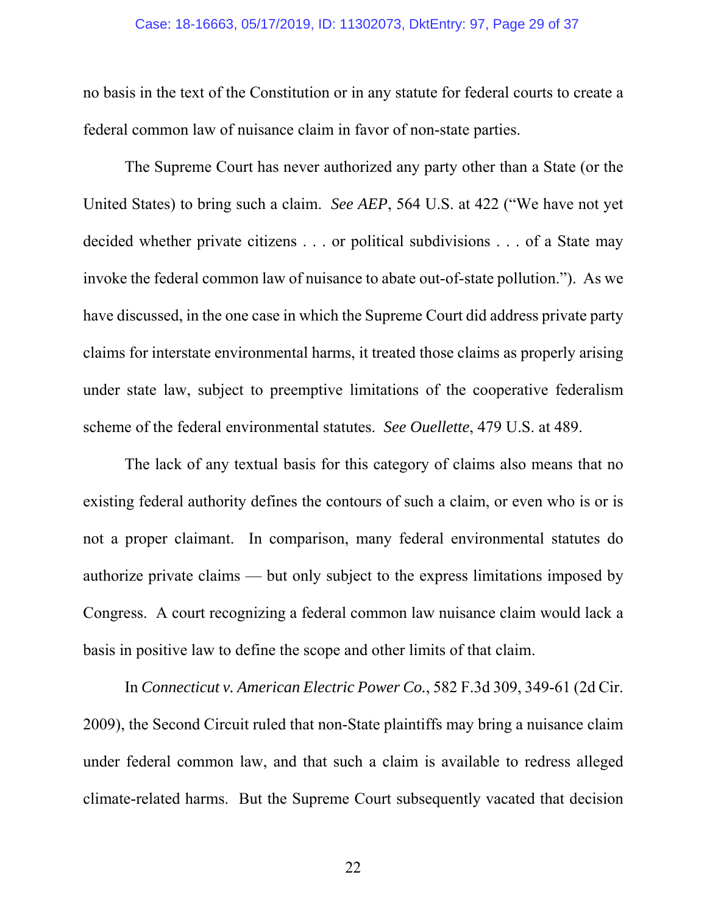no basis in the text of the Constitution or in any statute for federal courts to create a federal common law of nuisance claim in favor of non-state parties.

The Supreme Court has never authorized any party other than a State (or the United States) to bring such a claim. *See AEP*, 564 U.S. at 422 ("We have not yet decided whether private citizens . . . or political subdivisions . . . of a State may invoke the federal common law of nuisance to abate out-of-state pollution."). As we have discussed, in the one case in which the Supreme Court did address private party claims for interstate environmental harms, it treated those claims as properly arising under state law, subject to preemptive limitations of the cooperative federalism scheme of the federal environmental statutes. *See Ouellette*, 479 U.S. at 489.

The lack of any textual basis for this category of claims also means that no existing federal authority defines the contours of such a claim, or even who is or is not a proper claimant. In comparison, many federal environmental statutes do authorize private claims — but only subject to the express limitations imposed by Congress. A court recognizing a federal common law nuisance claim would lack a basis in positive law to define the scope and other limits of that claim.

In *Connecticut v. American Electric Power Co.*, 582 F.3d 309, 349-61 (2d Cir. 2009), the Second Circuit ruled that non-State plaintiffs may bring a nuisance claim under federal common law, and that such a claim is available to redress alleged climate-related harms. But the Supreme Court subsequently vacated that decision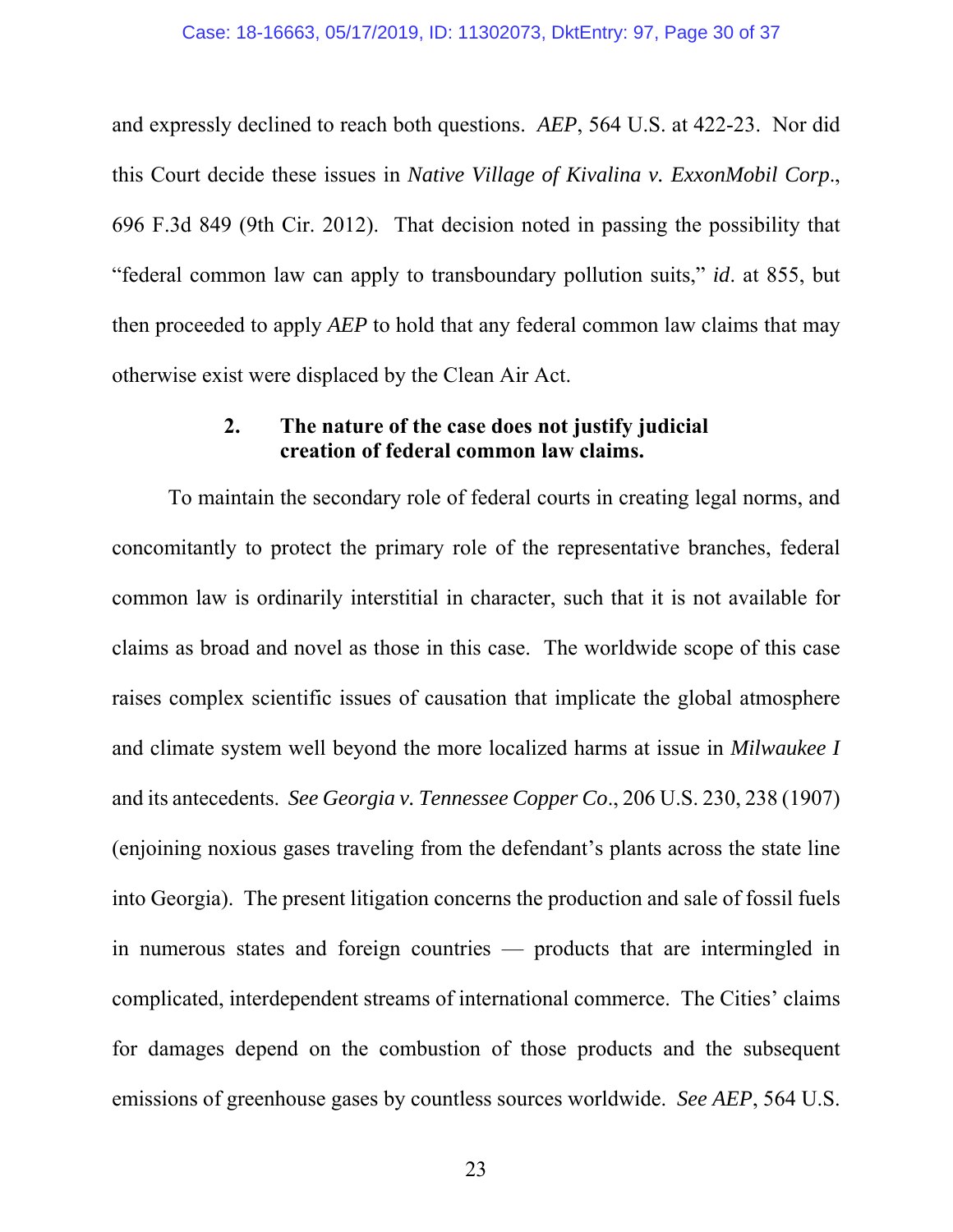and expressly declined to reach both questions. *AEP*, 564 U.S. at 422-23. Nor did this Court decide these issues in *Native Village of Kivalina v. ExxonMobil Corp*., 696 F.3d 849 (9th Cir. 2012). That decision noted in passing the possibility that "federal common law can apply to transboundary pollution suits," *id*. at 855, but then proceeded to apply *AEP* to hold that any federal common law claims that may otherwise exist were displaced by the Clean Air Act.

### 2. The nature of the case does not justify judicial creation of federal common law claims.

To maintain the secondary role of federal courts in creating legal norms, and concomitantly to protect the primary role of the representative branches, federal common law is ordinarily interstitial in character, such that it is not available for claims as broad and novel as those in this case. The worldwide scope of this case raises complex scientific issues of causation that implicate the global atmosphere and climate system well beyond the more localized harms at issue in *Milwaukee I* and its antecedents. *See Georgia v. Tennessee Copper Co*., 206 U.S. 230, 238 (1907) (enjoining noxious gases traveling from the defendant's plants across the state line into Georgia). The present litigation concerns the production and sale of fossil fuels in numerous states and foreign countries — products that are intermingled in complicated, interdependent streams of international commerce. The Cities' claims for damages depend on the combustion of those products and the subsequent emissions of greenhouse gases by countless sources worldwide. *See AEP*, 564 U.S.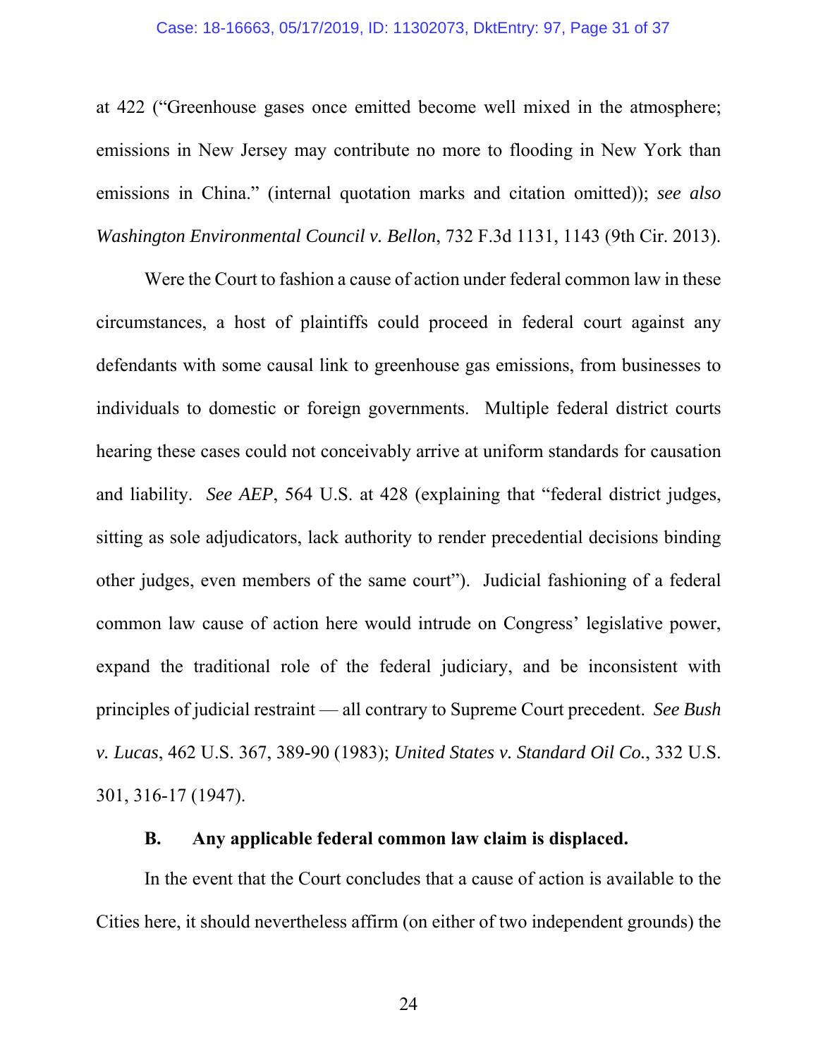at 422 ("Greenhouse gases once emitted become well mixed in the atmosphere; emissions in New Jersey may contribute no more to flooding in New York than emissions in China." (internal quotation marks and citation omitted)); *see also* *Washington Environmental Council v. Bellon*, 732 F.3d 1131, 1143 (9th Cir. 2013).

Were the Court to fashion a cause of action under federal common law in these circumstances, a host of plaintiffs could proceed in federal court against any defendants with some causal link to greenhouse gas emissions, from businesses to individuals to domestic or foreign governments. Multiple federal district courts hearing these cases could not conceivably arrive at uniform standards for causation and liability. *See AEP*, 564 U.S. at 428 (explaining that "federal district judges, sitting as sole adjudicators, lack authority to render precedential decisions binding other judges, even members of the same court"). Judicial fashioning of a federal common law cause of action here would intrude on Congress' legislative power, expand the traditional role of the federal judiciary, and be inconsistent with principles of judicial restraint — all contrary to Supreme Court precedent. *See Bush v. Lucas*, 462 U.S. 367, 389-90 (1983); *United States v. Standard Oil Co.*, 332 U.S. 301, 316-17 (1947).

**B. Any applicable federal common law claim is displaced.**

In the event that the Court concludes that a cause of action is available to the Cities here, it should nevertheless affirm (on either of two independent grounds) the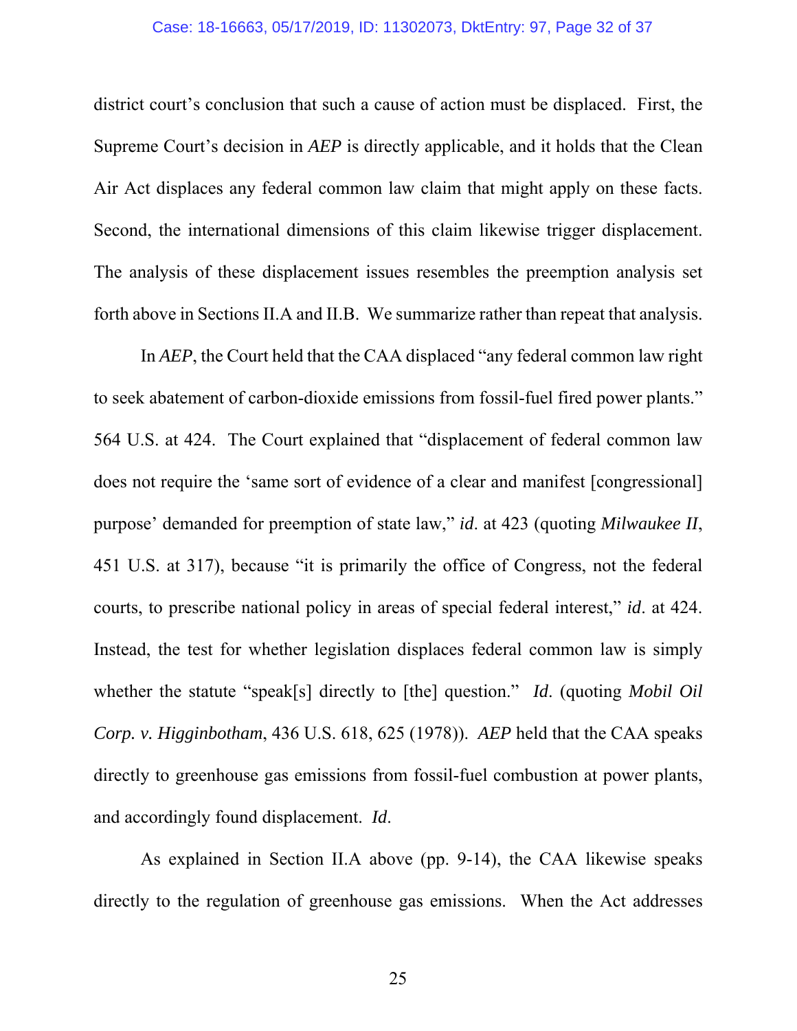district court's conclusion that such a cause of action must be displaced. First, the Supreme Court's decision in *AEP* is directly applicable, and it holds that the Clean Air Act displaces any federal common law claim that might apply on these facts. Second, the international dimensions of this claim likewise trigger displacement. The analysis of these displacement issues resembles the preemption analysis set forth above in Sections II.A and II.B. We summarize rather than repeat that analysis.

In *AEP*, the Court held that the CAA displaced "any federal common law right to seek abatement of carbon-dioxide emissions from fossil-fuel fired power plants." 564 U.S. at 424. The Court explained that "displacement of federal common law does not require the 'same sort of evidence of a clear and manifest [congressional] purpose' demanded for preemption of state law," *id*. at 423 (quoting *Milwaukee II*, 451 U.S. at 317), because "it is primarily the office of Congress, not the federal courts, to prescribe national policy in areas of special federal interest," *id*. at 424. Instead, the test for whether legislation displaces federal common law is simply whether the statute "speak[s] directly to [the] question." *Id*. (quoting *Mobil Oil Corp. v. Higginbotham*, 436 U.S. 618, 625 (1978)). *AEP* held that the CAA speaks directly to greenhouse gas emissions from fossil-fuel combustion at power plants, and accordingly found displacement. *Id*.

As explained in Section II.A above (pp. 9-14), the CAA likewise speaks directly to the regulation of greenhouse gas emissions. When the Act addresses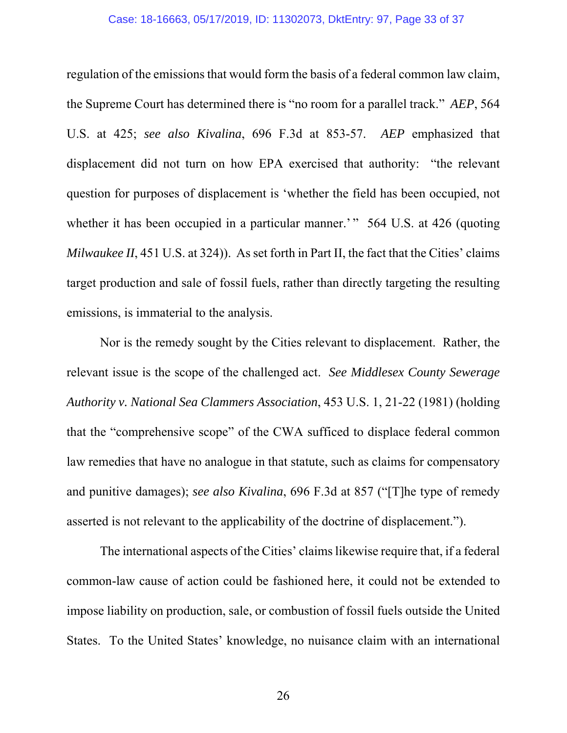regulation of the emissions that would form the basis of a federal common law claim, the Supreme Court has determined there is "no room for a parallel track." *AEP*, 564 U.S. at 425; *see also Kivalina*, 696 F.3d at 853-57. *AEP* emphasized that displacement did not turn on how EPA exercised that authority: "the relevant question for purposes of displacement is 'whether the field has been occupied, not whether it has been occupied in a particular manner.'" 564 U.S. at 426 (quoting *Milwaukee II*, 451 U.S. at 324)). As set forth in Part II, the fact that the Cities' claims target production and sale of fossil fuels, rather than directly targeting the resulting emissions, is immaterial to the analysis.

Nor is the remedy sought by the Cities relevant to displacement. Rather, the relevant issue is the scope of the challenged act. *See Middlesex County Sewerage Authority v. National Sea Clammers Association*, 453 U.S. 1, 21-22 (1981) (holding that the "comprehensive scope" of the CWA sufficed to displace federal common law remedies that have no analogue in that statute, such as claims for compensatory and punitive damages); *see also Kivalina*, 696 F.3d at 857 ("[T]he type of remedy asserted is not relevant to the applicability of the doctrine of displacement.").

The international aspects of the Cities' claims likewise require that, if a federal common-law cause of action could be fashioned here, it could not be extended to impose liability on production, sale, or combustion of fossil fuels outside the United States. To the United States' knowledge, no nuisance claim with an international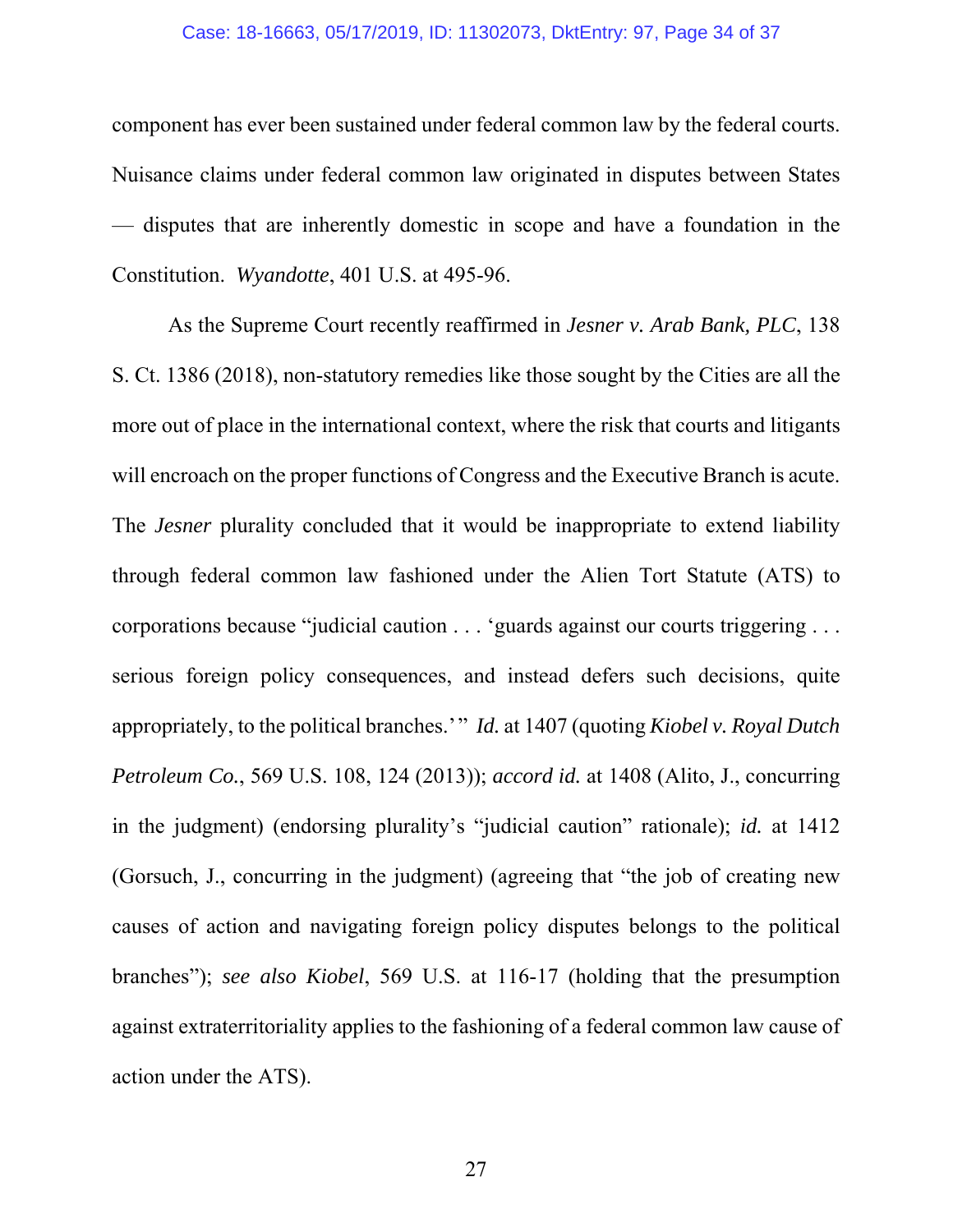component has ever been sustained under federal common law by the federal courts. Nuisance claims under federal common law originated in disputes between States — disputes that are inherently domestic in scope and have a foundation in the Constitution. *Wyandotte*, 401 U.S. at 495-96.

As the Supreme Court recently reaffirmed in *Jesner v. Arab Bank, PLC*, 138 S. Ct. 1386 (2018), non-statutory remedies like those sought by the Cities are all the more out of place in the international context, where the risk that courts and litigants will encroach on the proper functions of Congress and the Executive Branch is acute. The *Jesner* plurality concluded that it would be inappropriate to extend liability through federal common law fashioned under the Alien Tort Statute (ATS) to corporations because "judicial caution . . . 'guards against our courts triggering . . . serious foreign policy consequences, and instead defers such decisions, quite appropriately, to the political branches.'" *Id.* at 1407 (quoting *Kiobel v. Royal Dutch Petroleum Co.*, 569 U.S. 108, 124 (2013)); *accord id.* at 1408 (Alito, J., concurring in the judgment) (endorsing plurality's "judicial caution" rationale); *id.* at 1412 (Gorsuch, J., concurring in the judgment) (agreeing that "the job of creating new causes of action and navigating foreign policy disputes belongs to the political branches"); *see also Kiobel*, 569 U.S. at 116-17 (holding that the presumption against extraterritoriality applies to the fashioning of a federal common law cause of action under the ATS).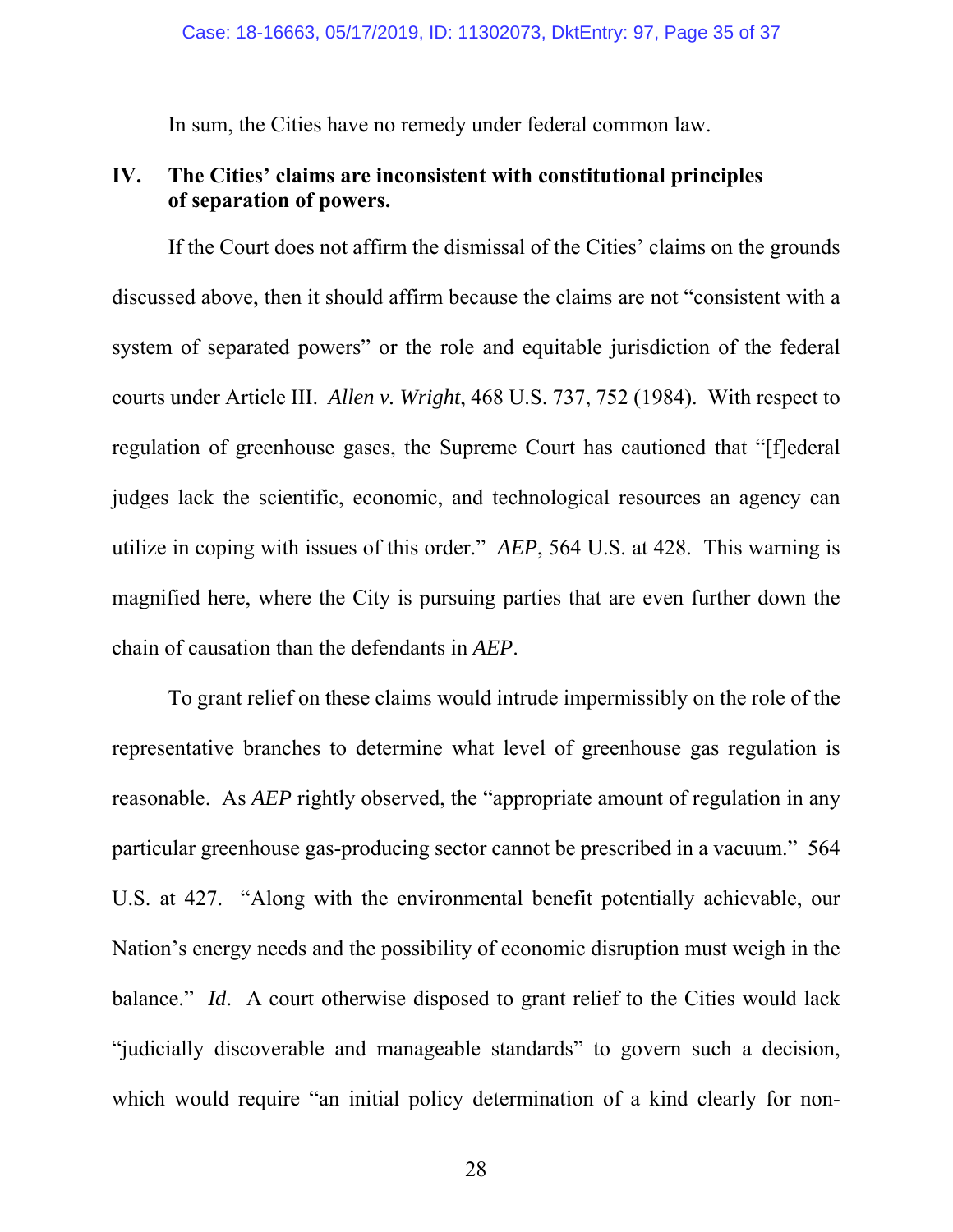In sum, the Cities have no remedy under federal common law.

## IV. The Cities' claims are inconsistent with constitutional principles of separation of powers.

If the Court does not affirm the dismissal of the Cities' claims on the grounds discussed above, then it should affirm because the claims are not "consistent with a system of separated powers" or the role and equitable jurisdiction of the federal courts under Article III. *Allen v. Wright*, 468 U.S. 737, 752 (1984). With respect to regulation of greenhouse gases, the Supreme Court has cautioned that "[f]ederal judges lack the scientific, economic, and technological resources an agency can utilize in coping with issues of this order." *AEP*, 564 U.S. at 428. This warning is magnified here, where the City is pursuing parties that are even further down the chain of causation than the defendants in *AEP*.

To grant relief on these claims would intrude impermissibly on the role of the representative branches to determine what level of greenhouse gas regulation is reasonable. As *AEP* rightly observed, the "appropriate amount of regulation in any particular greenhouse gas-producing sector cannot be prescribed in a vacuum." 564 U.S. at 427. "Along with the environmental benefit potentially achievable, our Nation's energy needs and the possibility of economic disruption must weigh in the balance." *Id*. A court otherwise disposed to grant relief to the Cities would lack "judicially discoverable and manageable standards" to govern such a decision, which would require "an initial policy determination of a kind clearly for non-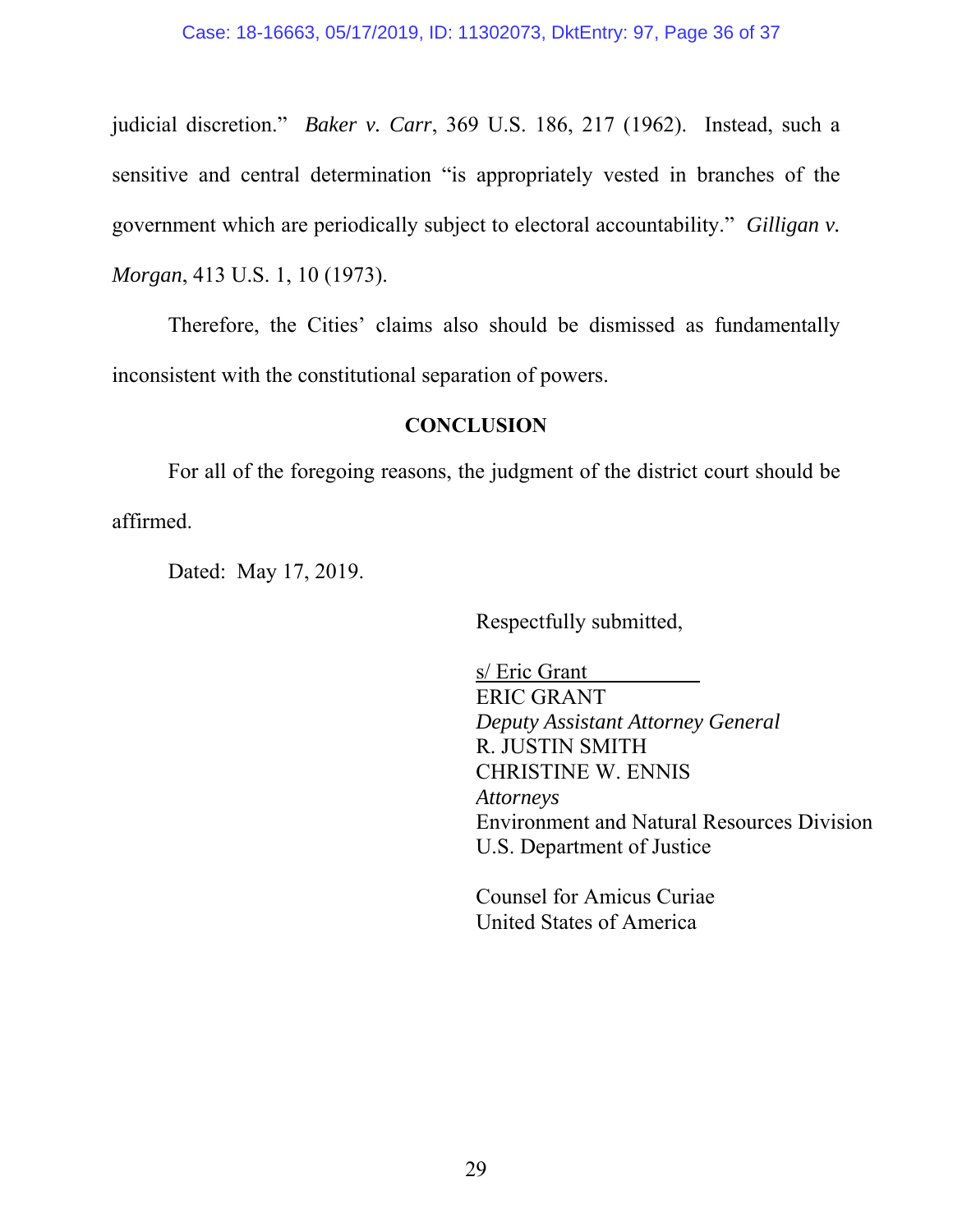judicial discretion." *Baker v. Carr*, 369 U.S. 186, 217 (1962). Instead, such a sensitive and central determination "is appropriately vested in branches of the government which are periodically subject to electoral accountability." *Gilligan v. Morgan*, 413 U.S. 1, 10 (1973).

Therefore, the Cities' claims also should be dismissed as fundamentally inconsistent with the constitutional separation of powers.

**CONCLUSION**

For all of the foregoing reasons, the judgment of the district court should be affirmed.

Dated: May 17, 2019.

Respectfully submitted,

s/ Eric Grant
ERIC GRANT
*Deputy Assistant Attorney General*
R. JUSTIN SMITH
CHRISTINE W. ENNIS
*Attorneys*
Environment and Natural Resources Division
U.S. Department of Justice

Counsel for Amicus Curiae
United States of America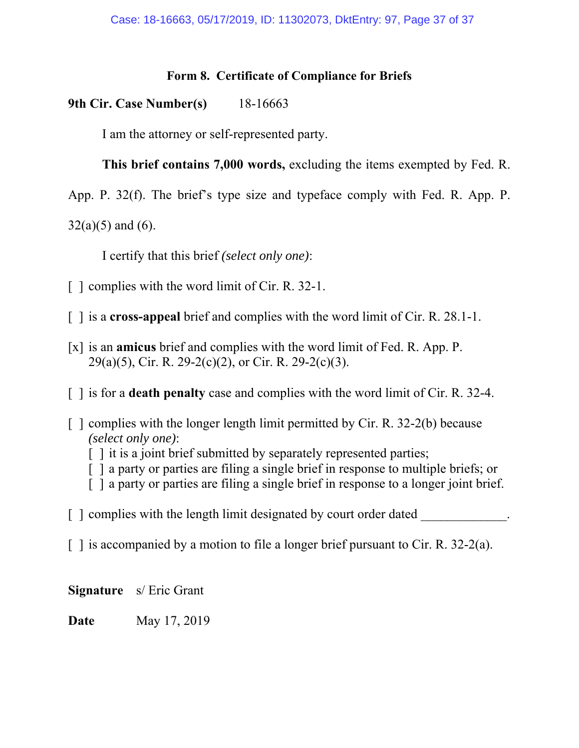### Form 8. Certificate of Compliance for Briefs

**9th Cir. Case Number(s)** 18-16663

I am the attorney or self-represented party.

**This brief contains 7,000 words,** excluding the items exempted by Fed. R. App. P. 32(f). The brief's type size and typeface comply with Fed. R. App. P. 32(a)(5) and (6).

I certify that this brief *(select only one)*:

[ ] complies with the word limit of Cir. R. 32-1.

[ ] is a **cross-appeal** brief and complies with the word limit of Cir. R. 28.1-1.

[x] is an **amicus** brief and complies with the word limit of Fed. R. App. P. 29(a)(5), Cir. R. 29-2(c)(2), or Cir. R. 29-2(c)(3).

[ ] is for a **death penalty** case and complies with the word limit of Cir. R. 32-4.

[ ] complies with the longer length limit permitted by Cir. R. 32-2(b) because *(select only one)*:
  [ ] it is a joint brief submitted by separately represented parties;
  [ ] a party or parties are filing a single brief in response to multiple briefs; or
  [ ] a party or parties are filing a single brief in response to a longer joint brief.

[ ] complies with the length limit designated by court order dated _____________.

[ ] is accompanied by a motion to file a longer brief pursuant to Cir. R. 32-2(a).

**Signature** s/ Eric Grant

**Date** May 17, 2019